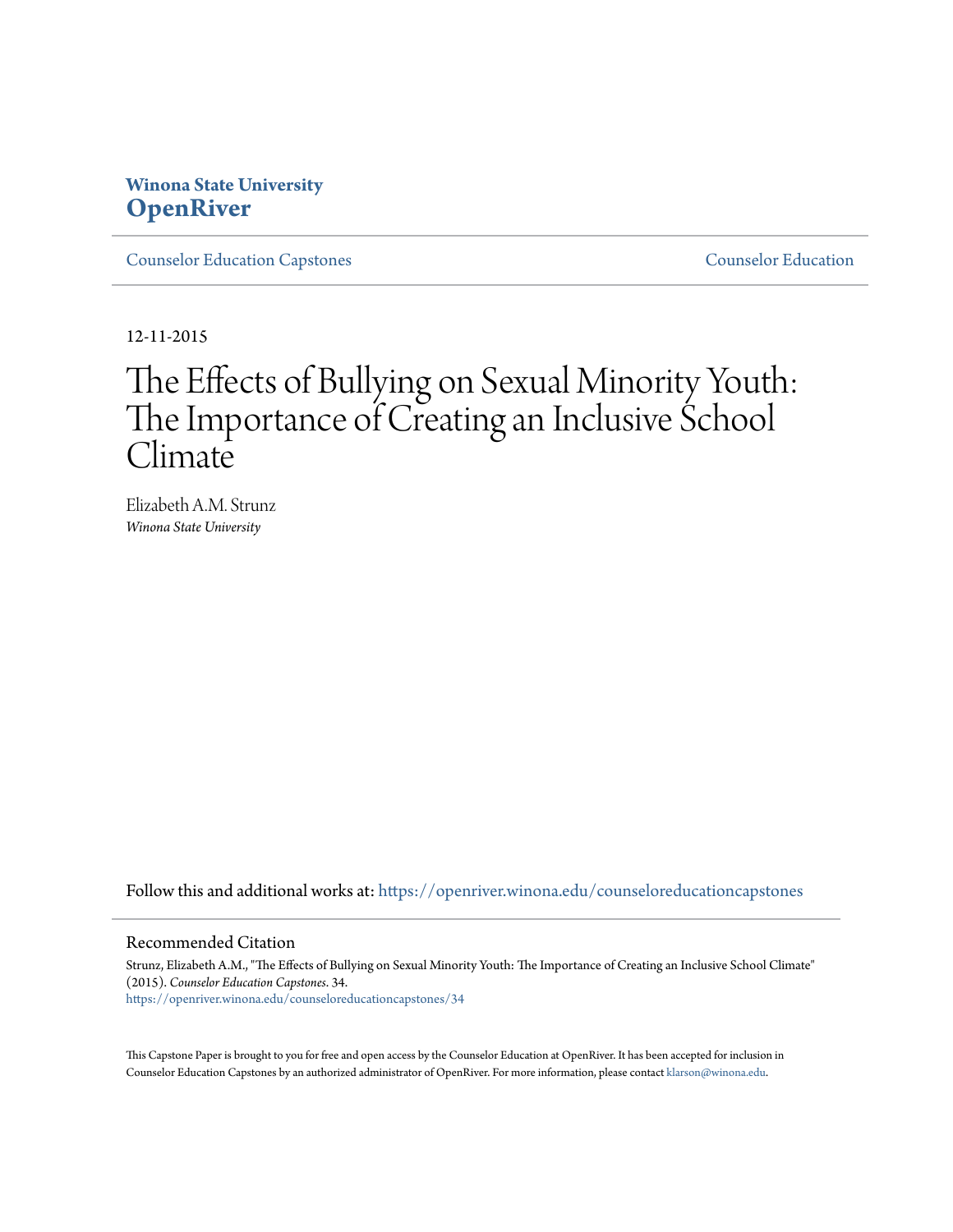**Winona State University**
**OpenRiver**

Counselor Education Capstones | Counselor Education

12-11-2015

# The Effects of Bullying on Sexual Minority Youth: The Importance of Creating an Inclusive School Climate

Elizabeth A.M. Strunz
*Winona State University*

Follow this and additional works at: https://openriver.winona.edu/counseloreducationcapstones

## Recommended Citation

Strunz, Elizabeth A.M., "The Effects of Bullying on Sexual Minority Youth: The Importance of Creating an Inclusive School Climate" (2015). *Counselor Education Capstones*. 34.
https://openriver.winona.edu/counseloreducationcapstones/34

This Capstone Paper is brought to you for free and open access by the Counselor Education at OpenRiver. It has been accepted for inclusion in Counselor Education Capstones by an authorized administrator of OpenRiver. For more information, please contact klarson@winona.edu.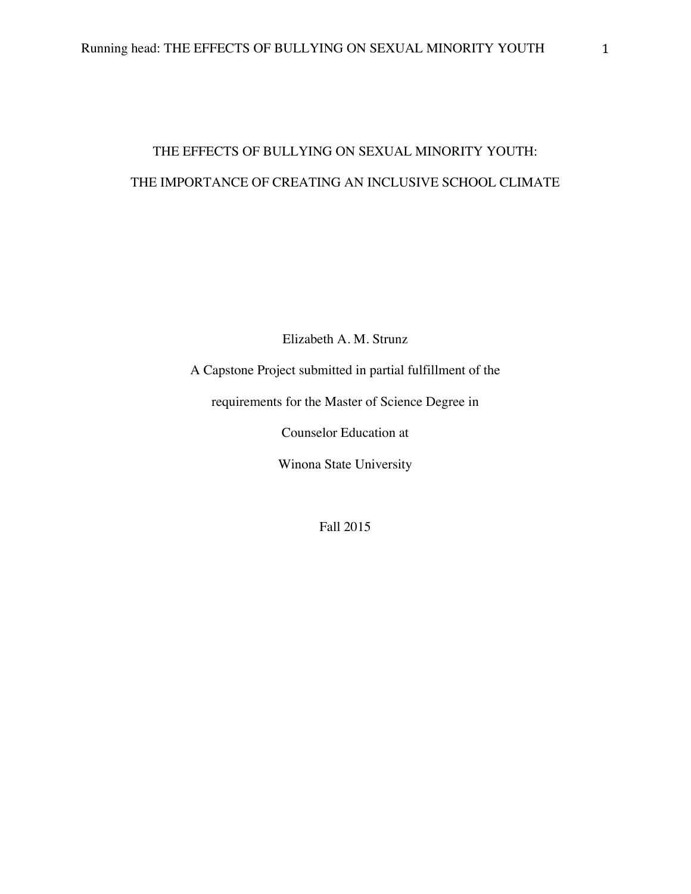# THE EFFECTS OF BULLYING ON SEXUAL MINORITY YOUTH:

# THE IMPORTANCE OF CREATING AN INCLUSIVE SCHOOL CLIMATE

Elizabeth A. M. Strunz

A Capstone Project submitted in partial fulfillment of the

requirements for the Master of Science Degree in

Counselor Education at

Winona State University

Fall 2015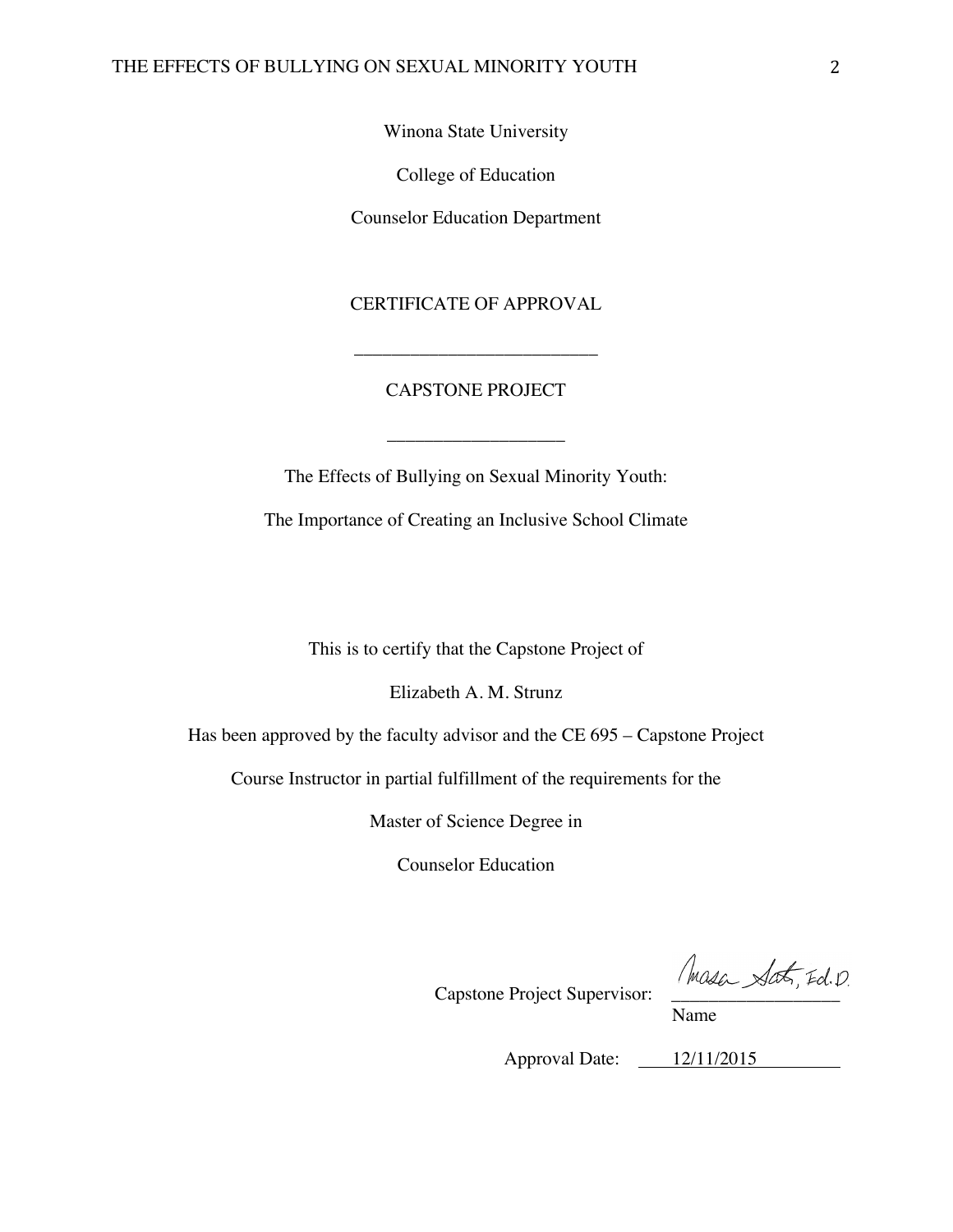Winona State University

College of Education

Counselor Education Department

CERTIFICATE OF APPROVAL

___________________________

CAPSTONE PROJECT

___________________

The Effects of Bullying on Sexual Minority Youth:

The Importance of Creating an Inclusive School Climate

This is to certify that the Capstone Project of

Elizabeth A. M. Strunz

Has been approved by the faculty advisor and the CE 695 – Capstone Project

Course Instructor in partial fulfillment of the requirements for the

Master of Science Degree in

Counselor Education

Capstone Project Supervisor: Masa Sato, Ed.D.

Name

Approval Date: 12/11/2015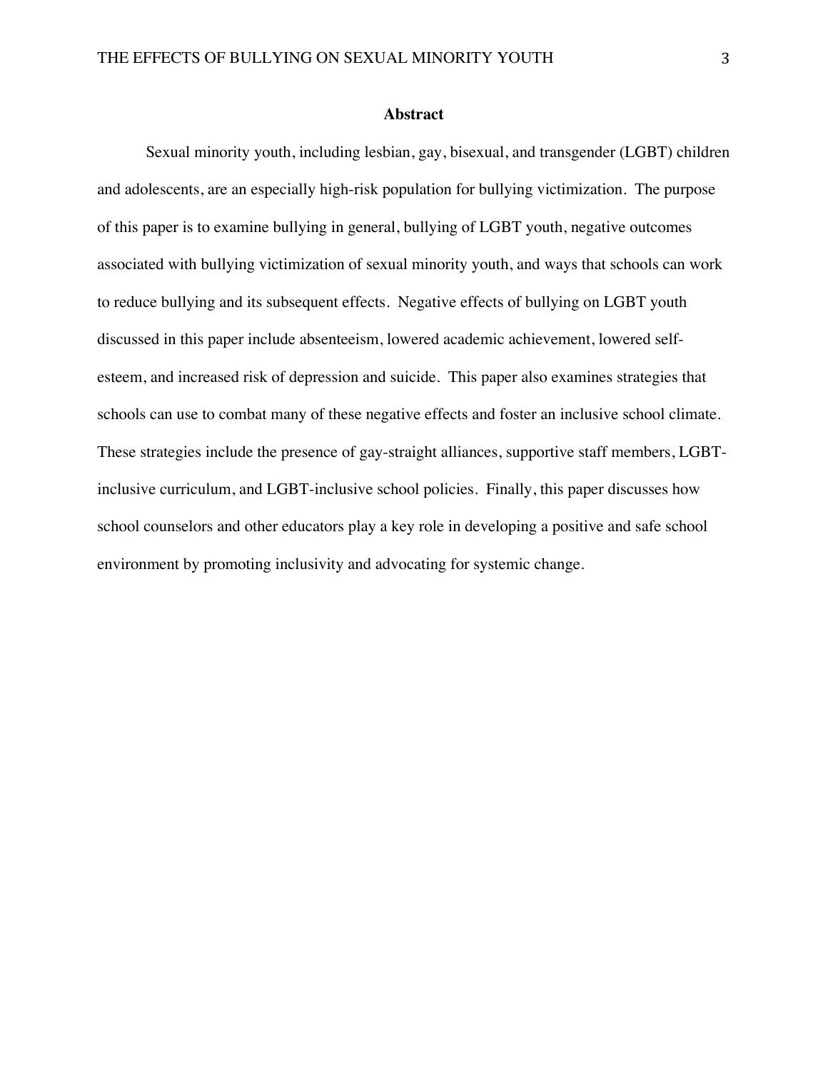## Abstract

Sexual minority youth, including lesbian, gay, bisexual, and transgender (LGBT) children and adolescents, are an especially high-risk population for bullying victimization. The purpose of this paper is to examine bullying in general, bullying of LGBT youth, negative outcomes associated with bullying victimization of sexual minority youth, and ways that schools can work to reduce bullying and its subsequent effects. Negative effects of bullying on LGBT youth discussed in this paper include absenteeism, lowered academic achievement, lowered self-esteem, and increased risk of depression and suicide. This paper also examines strategies that schools can use to combat many of these negative effects and foster an inclusive school climate. These strategies include the presence of gay-straight alliances, supportive staff members, LGBT-inclusive curriculum, and LGBT-inclusive school policies. Finally, this paper discusses how school counselors and other educators play a key role in developing a positive and safe school environment by promoting inclusivity and advocating for systemic change.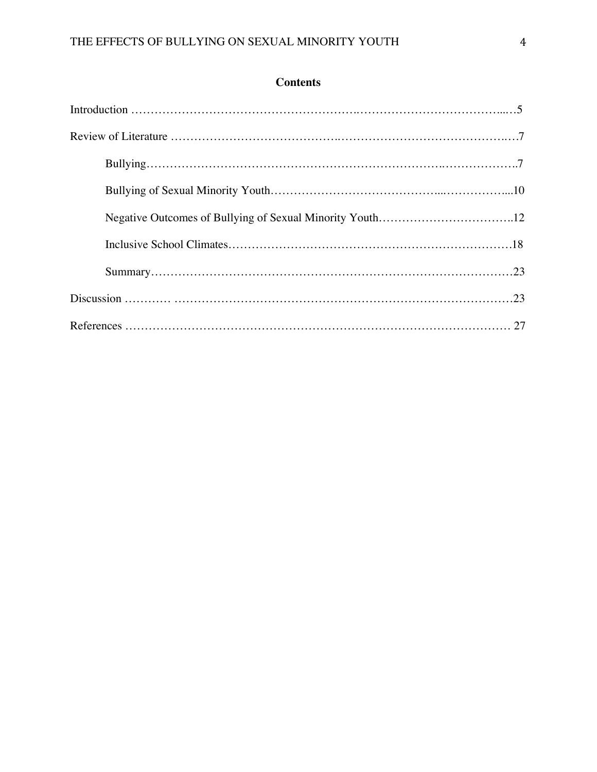# Contents

Introduction ……………………………………………………………………………………5

Review of Literature ……………………………………………………………………………7

- Bullying……………………………………………………………………………………7
- Bullying of Sexual Minority Youth…………………………………………………………10
- Negative Outcomes of Bullying of Sexual Minority Youth…………………………………12
- Inclusive School Climates……………………………………………………………………18
- Summary……………………………………………………………………………………23

Discussion …………………………………………………………………………………………23

References ………………………………………………………………………………………27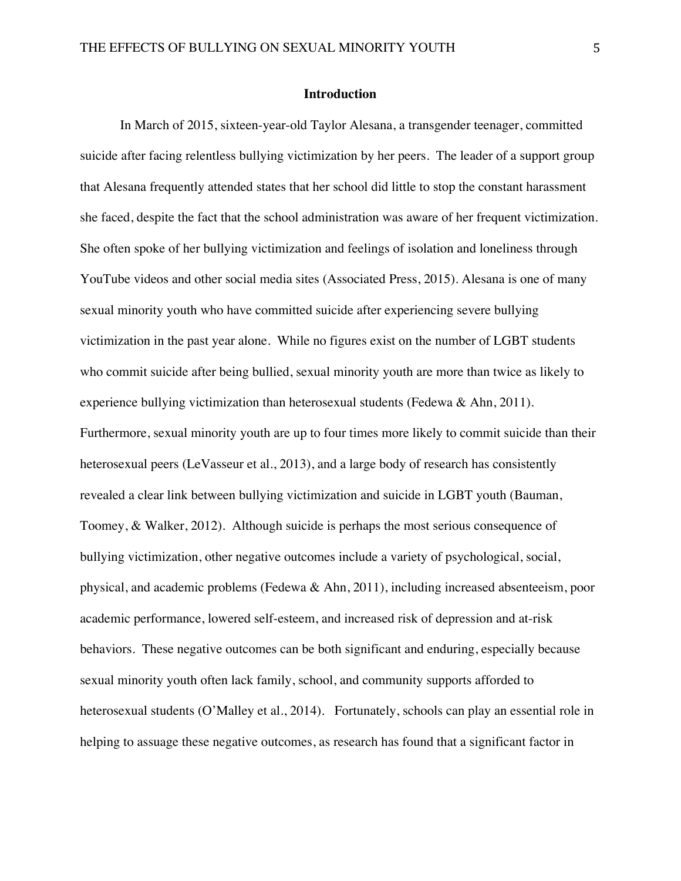## Introduction

In March of 2015, sixteen-year-old Taylor Alesana, a transgender teenager, committed suicide after facing relentless bullying victimization by her peers. The leader of a support group that Alesana frequently attended states that her school did little to stop the constant harassment she faced, despite the fact that the school administration was aware of her frequent victimization. She often spoke of her bullying victimization and feelings of isolation and loneliness through YouTube videos and other social media sites (Associated Press, 2015). Alesana is one of many sexual minority youth who have committed suicide after experiencing severe bullying victimization in the past year alone. While no figures exist on the number of LGBT students who commit suicide after being bullied, sexual minority youth are more than twice as likely to experience bullying victimization than heterosexual students (Fedewa & Ahn, 2011). Furthermore, sexual minority youth are up to four times more likely to commit suicide than their heterosexual peers (LeVasseur et al., 2013), and a large body of research has consistently revealed a clear link between bullying victimization and suicide in LGBT youth (Bauman, Toomey, & Walker, 2012). Although suicide is perhaps the most serious consequence of bullying victimization, other negative outcomes include a variety of psychological, social, physical, and academic problems (Fedewa & Ahn, 2011), including increased absenteeism, poor academic performance, lowered self-esteem, and increased risk of depression and at-risk behaviors. These negative outcomes can be both significant and enduring, especially because sexual minority youth often lack family, school, and community supports afforded to heterosexual students (O'Malley et al., 2014). Fortunately, schools can play an essential role in helping to assuage these negative outcomes, as research has found that a significant factor in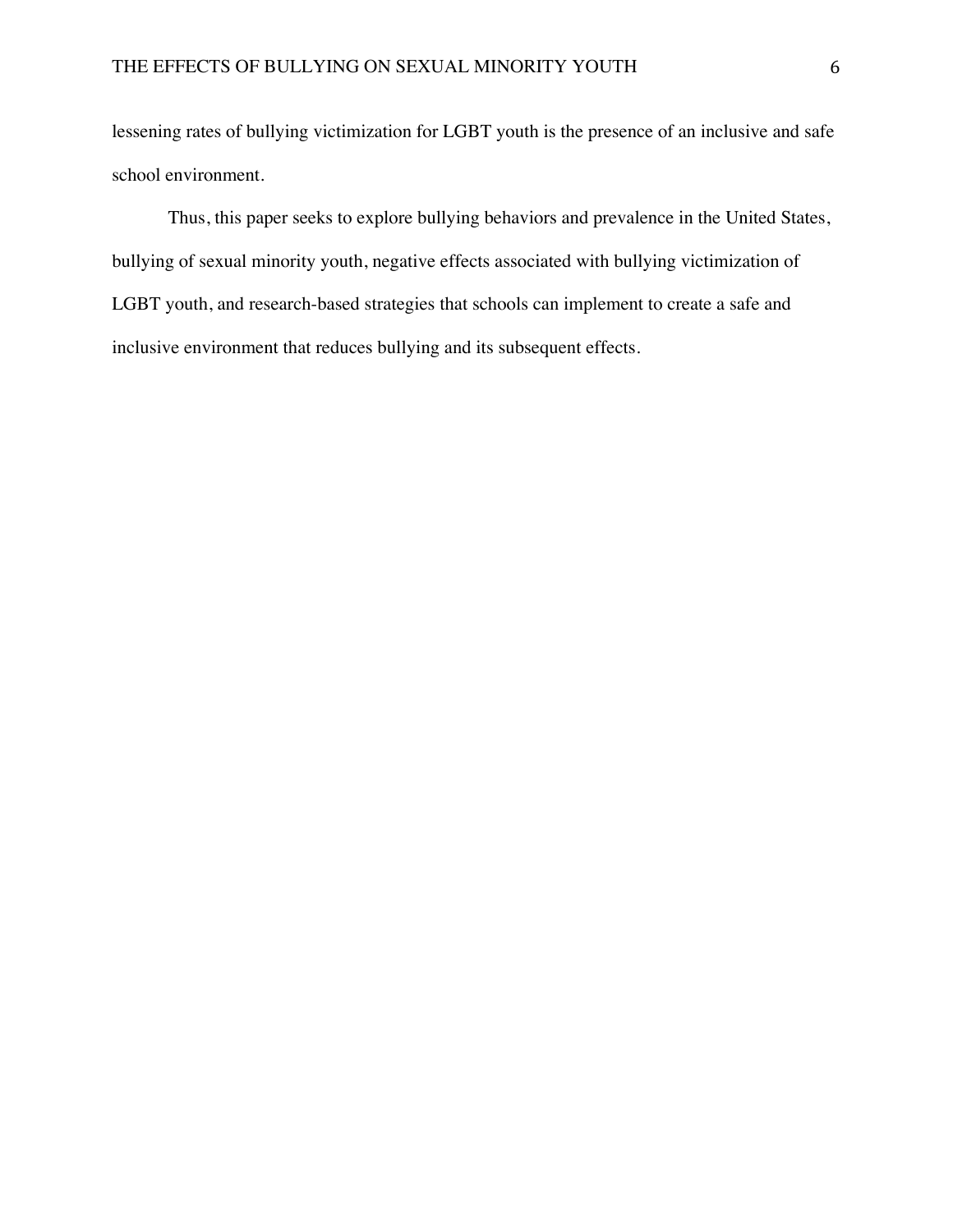lessening rates of bullying victimization for LGBT youth is the presence of an inclusive and safe school environment.

Thus, this paper seeks to explore bullying behaviors and prevalence in the United States, bullying of sexual minority youth, negative effects associated with bullying victimization of LGBT youth, and research-based strategies that schools can implement to create a safe and inclusive environment that reduces bullying and its subsequent effects.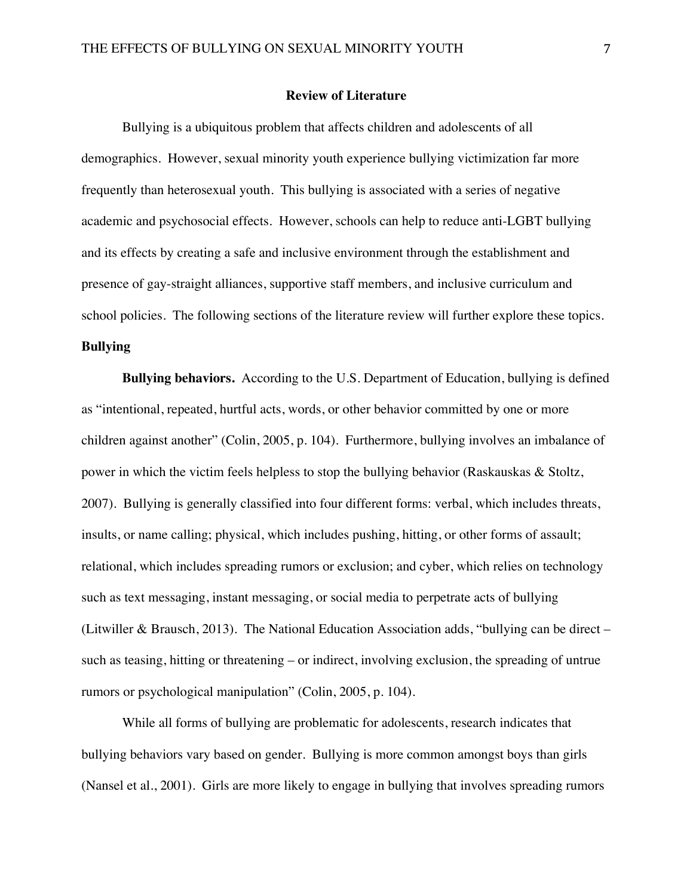## Review of Literature

Bullying is a ubiquitous problem that affects children and adolescents of all demographics. However, sexual minority youth experience bullying victimization far more frequently than heterosexual youth. This bullying is associated with a series of negative academic and psychosocial effects. However, schools can help to reduce anti-LGBT bullying and its effects by creating a safe and inclusive environment through the establishment and presence of gay-straight alliances, supportive staff members, and inclusive curriculum and school policies. The following sections of the literature review will further explore these topics.

### Bullying

**Bullying behaviors.** According to the U.S. Department of Education, bullying is defined as "intentional, repeated, hurtful acts, words, or other behavior committed by one or more children against another" (Colin, 2005, p. 104). Furthermore, bullying involves an imbalance of power in which the victim feels helpless to stop the bullying behavior (Raskauskas & Stoltz, 2007). Bullying is generally classified into four different forms: verbal, which includes threats, insults, or name calling; physical, which includes pushing, hitting, or other forms of assault; relational, which includes spreading rumors or exclusion; and cyber, which relies on technology such as text messaging, instant messaging, or social media to perpetrate acts of bullying (Litwiller & Brausch, 2013). The National Education Association adds, "bullying can be direct – such as teasing, hitting or threatening – or indirect, involving exclusion, the spreading of untrue rumors or psychological manipulation" (Colin, 2005, p. 104).

While all forms of bullying are problematic for adolescents, research indicates that bullying behaviors vary based on gender. Bullying is more common amongst boys than girls (Nansel et al., 2001). Girls are more likely to engage in bullying that involves spreading rumors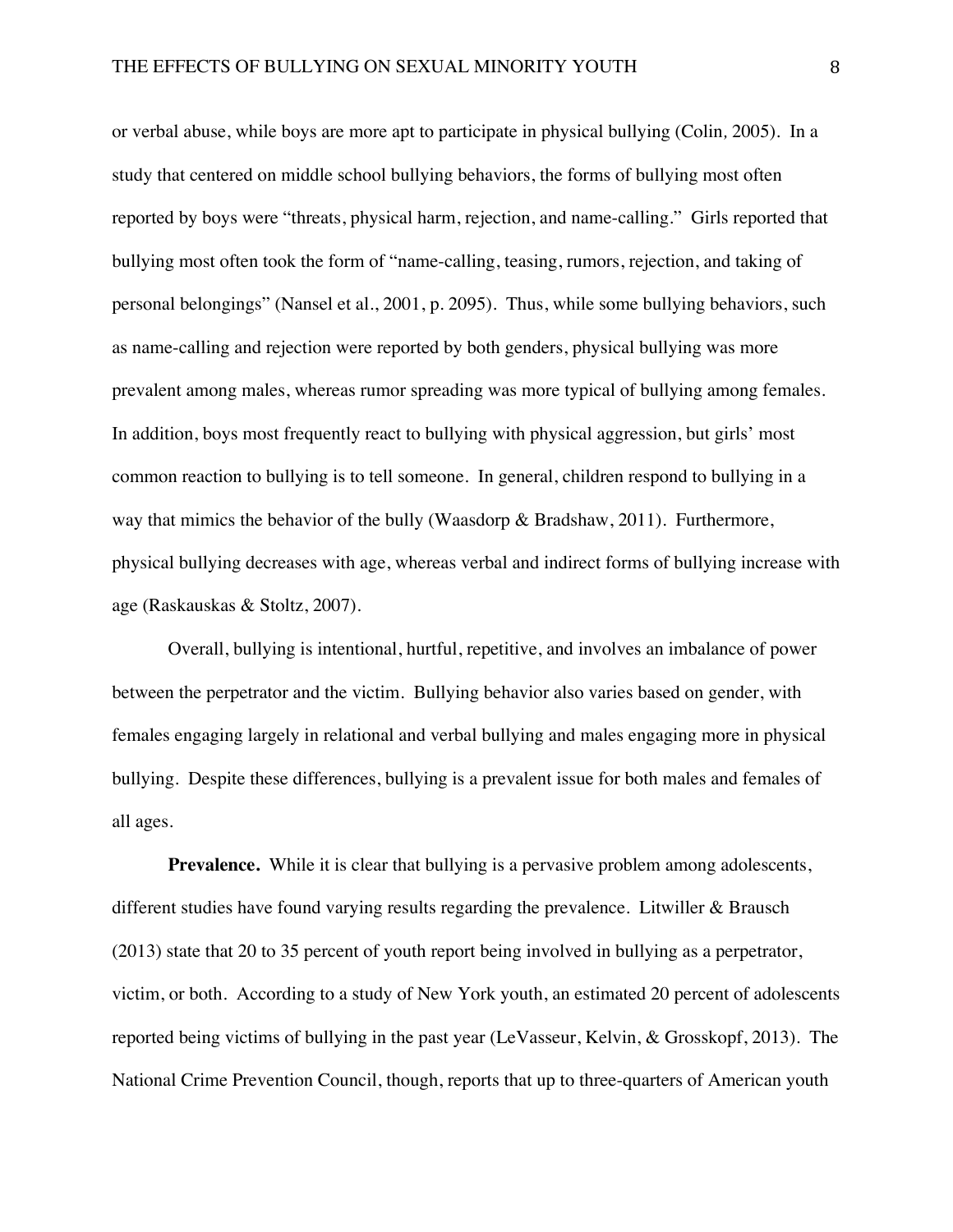or verbal abuse, while boys are more apt to participate in physical bullying (Colin, 2005). In a study that centered on middle school bullying behaviors, the forms of bullying most often reported by boys were “threats, physical harm, rejection, and name-calling.” Girls reported that bullying most often took the form of “name-calling, teasing, rumors, rejection, and taking of personal belongings” (Nansel et al., 2001, p. 2095). Thus, while some bullying behaviors, such as name-calling and rejection were reported by both genders, physical bullying was more prevalent among males, whereas rumor spreading was more typical of bullying among females. In addition, boys most frequently react to bullying with physical aggression, but girls’ most common reaction to bullying is to tell someone. In general, children respond to bullying in a way that mimics the behavior of the bully (Waasdorp & Bradshaw, 2011). Furthermore, physical bullying decreases with age, whereas verbal and indirect forms of bullying increase with age (Raskauskas & Stoltz, 2007).

Overall, bullying is intentional, hurtful, repetitive, and involves an imbalance of power between the perpetrator and the victim. Bullying behavior also varies based on gender, with females engaging largely in relational and verbal bullying and males engaging more in physical bullying. Despite these differences, bullying is a prevalent issue for both males and females of all ages.

**Prevalence.** While it is clear that bullying is a pervasive problem among adolescents, different studies have found varying results regarding the prevalence. Litwiller & Brausch (2013) state that 20 to 35 percent of youth report being involved in bullying as a perpetrator, victim, or both. According to a study of New York youth, an estimated 20 percent of adolescents reported being victims of bullying in the past year (LeVasseur, Kelvin, & Grosskopf, 2013). The National Crime Prevention Council, though, reports that up to three-quarters of American youth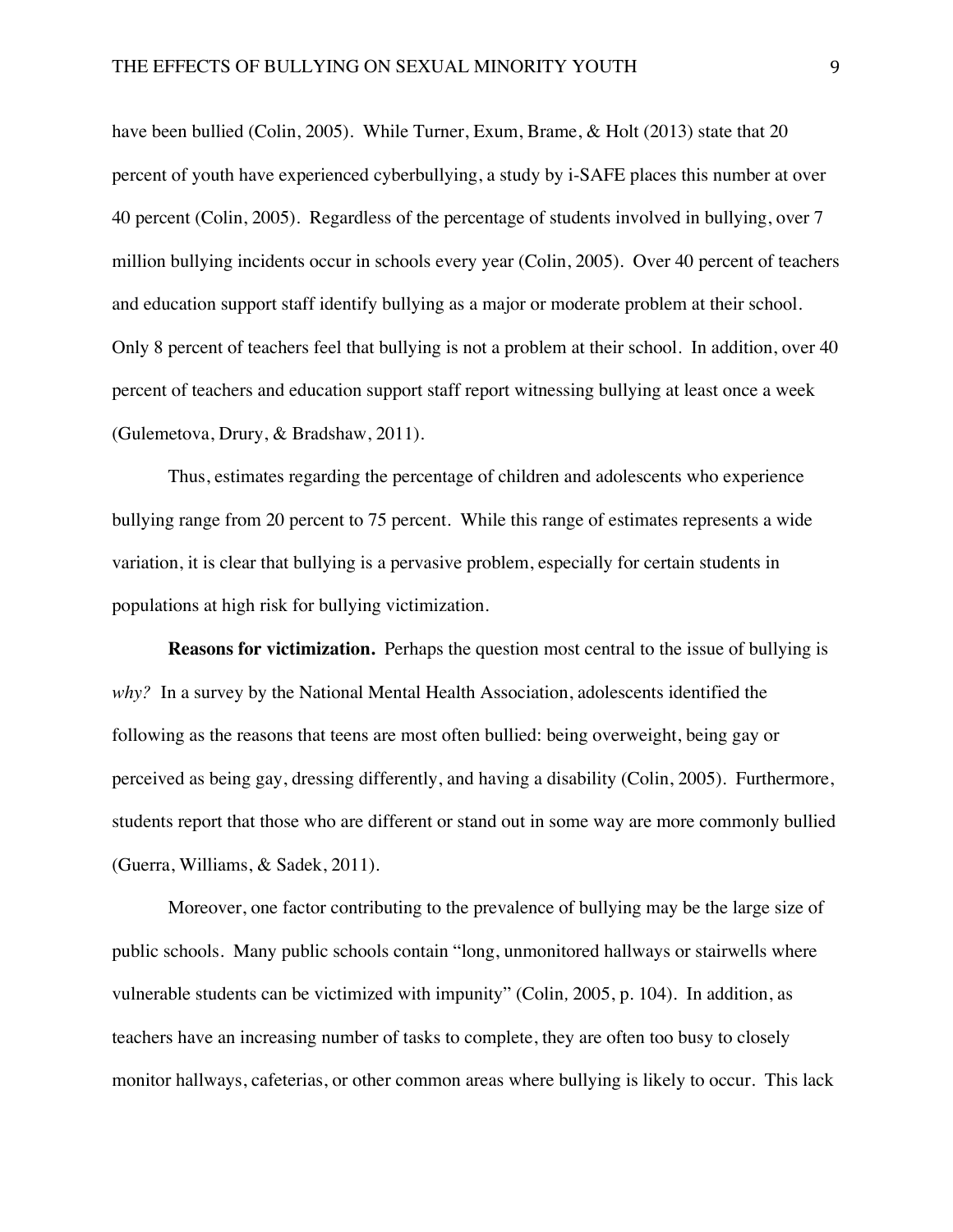have been bullied (Colin, 2005). While Turner, Exum, Brame, & Holt (2013) state that 20 percent of youth have experienced cyberbullying, a study by i-SAFE places this number at over 40 percent (Colin, 2005). Regardless of the percentage of students involved in bullying, over 7 million bullying incidents occur in schools every year (Colin, 2005). Over 40 percent of teachers and education support staff identify bullying as a major or moderate problem at their school. Only 8 percent of teachers feel that bullying is not a problem at their school. In addition, over 40 percent of teachers and education support staff report witnessing bullying at least once a week (Gulemetova, Drury, & Bradshaw, 2011).

Thus, estimates regarding the percentage of children and adolescents who experience bullying range from 20 percent to 75 percent. While this range of estimates represents a wide variation, it is clear that bullying is a pervasive problem, especially for certain students in populations at high risk for bullying victimization.

**Reasons for victimization.** Perhaps the question most central to the issue of bullying is *why?* In a survey by the National Mental Health Association, adolescents identified the following as the reasons that teens are most often bullied: being overweight, being gay or perceived as being gay, dressing differently, and having a disability (Colin, 2005). Furthermore, students report that those who are different or stand out in some way are more commonly bullied (Guerra, Williams, & Sadek, 2011).

Moreover, one factor contributing to the prevalence of bullying may be the large size of public schools. Many public schools contain "long, unmonitored hallways or stairwells where vulnerable students can be victimized with impunity" (Colin, 2005, p. 104). In addition, as teachers have an increasing number of tasks to complete, they are often too busy to closely monitor hallways, cafeterias, or other common areas where bullying is likely to occur. This lack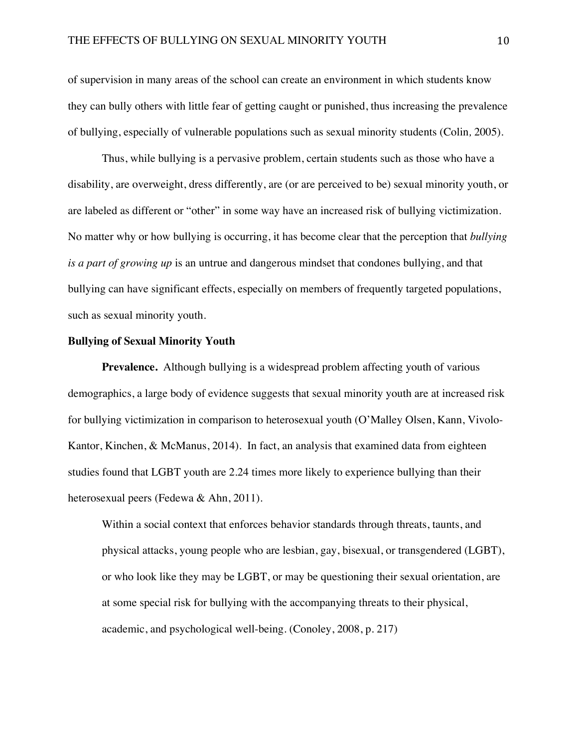of supervision in many areas of the school can create an environment in which students know they can bully others with little fear of getting caught or punished, thus increasing the prevalence of bullying, especially of vulnerable populations such as sexual minority students (Colin, 2005).

Thus, while bullying is a pervasive problem, certain students such as those who have a disability, are overweight, dress differently, are (or are perceived to be) sexual minority youth, or are labeled as different or "other" in some way have an increased risk of bullying victimization. No matter why or how bullying is occurring, it has become clear that the perception that *bullying is a part of growing up* is an untrue and dangerous mindset that condones bullying, and that bullying can have significant effects, especially on members of frequently targeted populations, such as sexual minority youth.

## Bullying of Sexual Minority Youth

### Prevalence.

Although bullying is a widespread problem affecting youth of various demographics, a large body of evidence suggests that sexual minority youth are at increased risk for bullying victimization in comparison to heterosexual youth (O'Malley Olsen, Kann, Vivolo-Kantor, Kinchen, & McManus, 2014). In fact, an analysis that examined data from eighteen studies found that LGBT youth are 2.24 times more likely to experience bullying than their heterosexual peers (Fedewa & Ahn, 2011).

> Within a social context that enforces behavior standards through threats, taunts, and physical attacks, young people who are lesbian, gay, bisexual, or transgendered (LGBT), or who look like they may be LGBT, or may be questioning their sexual orientation, are at some special risk for bullying with the accompanying threats to their physical, academic, and psychological well-being. (Conoley, 2008, p. 217)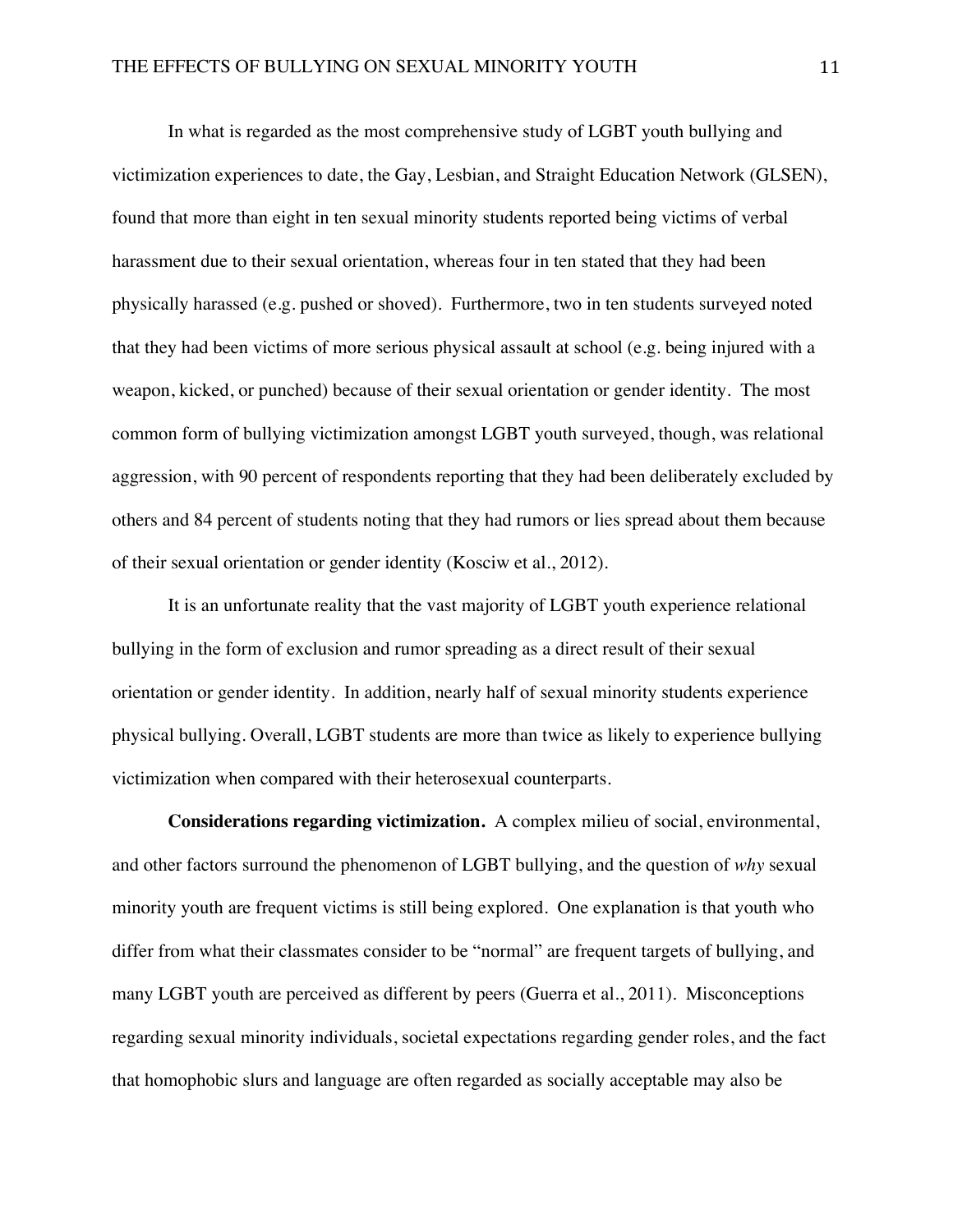In what is regarded as the most comprehensive study of LGBT youth bullying and victimization experiences to date, the Gay, Lesbian, and Straight Education Network (GLSEN), found that more than eight in ten sexual minority students reported being victims of verbal harassment due to their sexual orientation, whereas four in ten stated that they had been physically harassed (e.g. pushed or shoved). Furthermore, two in ten students surveyed noted that they had been victims of more serious physical assault at school (e.g. being injured with a weapon, kicked, or punched) because of their sexual orientation or gender identity. The most common form of bullying victimization amongst LGBT youth surveyed, though, was relational aggression, with 90 percent of respondents reporting that they had been deliberately excluded by others and 84 percent of students noting that they had rumors or lies spread about them because of their sexual orientation or gender identity (Kosciw et al., 2012).

It is an unfortunate reality that the vast majority of LGBT youth experience relational bullying in the form of exclusion and rumor spreading as a direct result of their sexual orientation or gender identity. In addition, nearly half of sexual minority students experience physical bullying. Overall, LGBT students are more than twice as likely to experience bullying victimization when compared with their heterosexual counterparts.

**Considerations regarding victimization.** A complex milieu of social, environmental, and other factors surround the phenomenon of LGBT bullying, and the question of *why* sexual minority youth are frequent victims is still being explored. One explanation is that youth who differ from what their classmates consider to be "normal" are frequent targets of bullying, and many LGBT youth are perceived as different by peers (Guerra et al., 2011). Misconceptions regarding sexual minority individuals, societal expectations regarding gender roles, and the fact that homophobic slurs and language are often regarded as socially acceptable may also be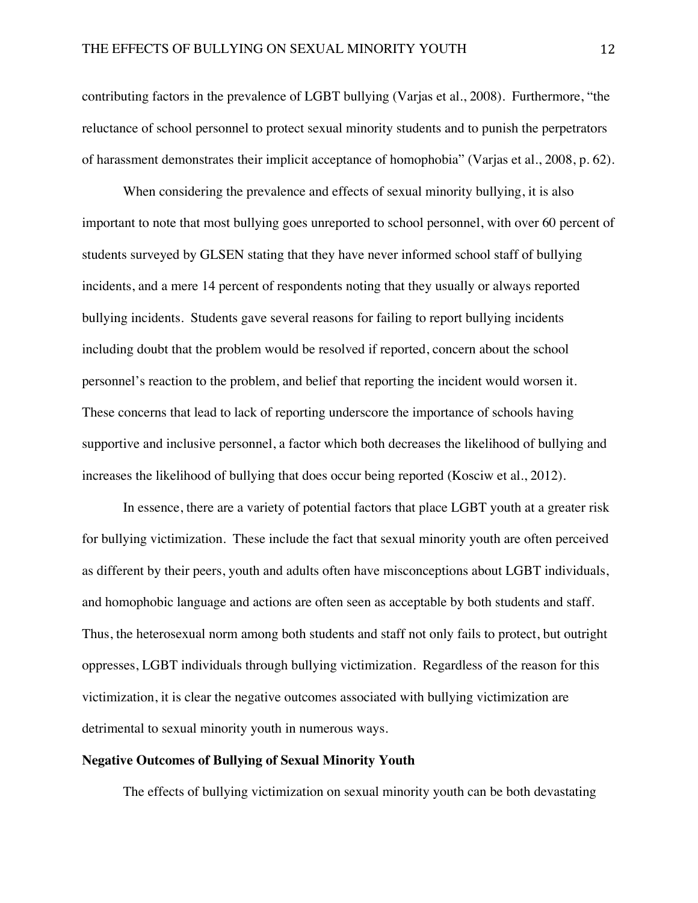contributing factors in the prevalence of LGBT bullying (Varjas et al., 2008). Furthermore, "the reluctance of school personnel to protect sexual minority students and to punish the perpetrators of harassment demonstrates their implicit acceptance of homophobia" (Varjas et al., 2008, p. 62).

When considering the prevalence and effects of sexual minority bullying, it is also important to note that most bullying goes unreported to school personnel, with over 60 percent of students surveyed by GLSEN stating that they have never informed school staff of bullying incidents, and a mere 14 percent of respondents noting that they usually or always reported bullying incidents. Students gave several reasons for failing to report bullying incidents including doubt that the problem would be resolved if reported, concern about the school personnel's reaction to the problem, and belief that reporting the incident would worsen it. These concerns that lead to lack of reporting underscore the importance of schools having supportive and inclusive personnel, a factor which both decreases the likelihood of bullying and increases the likelihood of bullying that does occur being reported (Kosciw et al., 2012).

In essence, there are a variety of potential factors that place LGBT youth at a greater risk for bullying victimization. These include the fact that sexual minority youth are often perceived as different by their peers, youth and adults often have misconceptions about LGBT individuals, and homophobic language and actions are often seen as acceptable by both students and staff. Thus, the heterosexual norm among both students and staff not only fails to protect, but outright oppresses, LGBT individuals through bullying victimization. Regardless of the reason for this victimization, it is clear the negative outcomes associated with bullying victimization are detrimental to sexual minority youth in numerous ways.

**Negative Outcomes of Bullying of Sexual Minority Youth**

The effects of bullying victimization on sexual minority youth can be both devastating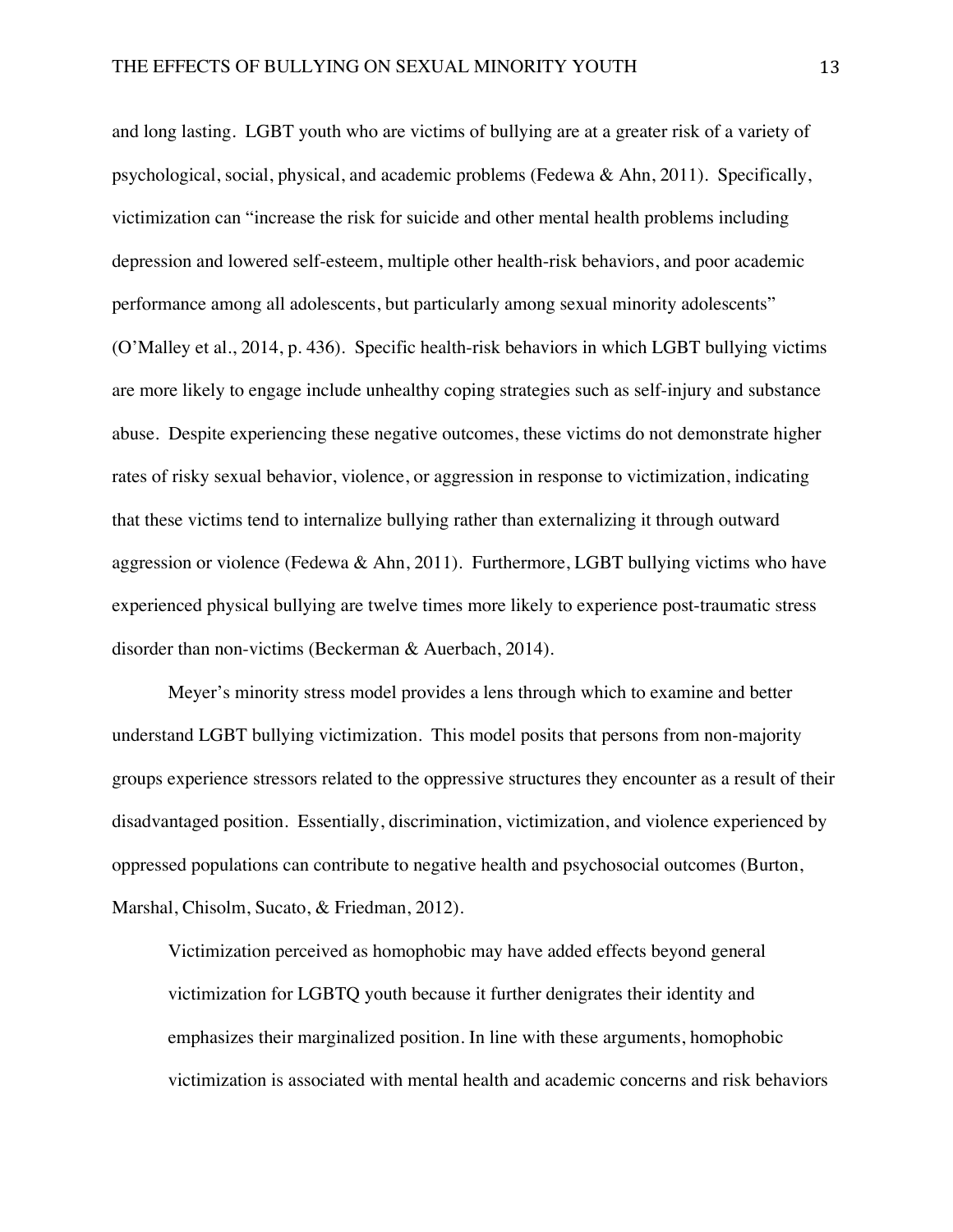and long lasting. LGBT youth who are victims of bullying are at a greater risk of a variety of psychological, social, physical, and academic problems (Fedewa & Ahn, 2011). Specifically, victimization can "increase the risk for suicide and other mental health problems including depression and lowered self-esteem, multiple other health-risk behaviors, and poor academic performance among all adolescents, but particularly among sexual minority adolescents" (O'Malley et al., 2014, p. 436). Specific health-risk behaviors in which LGBT bullying victims are more likely to engage include unhealthy coping strategies such as self-injury and substance abuse. Despite experiencing these negative outcomes, these victims do not demonstrate higher rates of risky sexual behavior, violence, or aggression in response to victimization, indicating that these victims tend to internalize bullying rather than externalizing it through outward aggression or violence (Fedewa & Ahn, 2011). Furthermore, LGBT bullying victims who have experienced physical bullying are twelve times more likely to experience post-traumatic stress disorder than non-victims (Beckerman & Auerbach, 2014).

Meyer's minority stress model provides a lens through which to examine and better understand LGBT bullying victimization. This model posits that persons from non-majority groups experience stressors related to the oppressive structures they encounter as a result of their disadvantaged position. Essentially, discrimination, victimization, and violence experienced by oppressed populations can contribute to negative health and psychosocial outcomes (Burton, Marshal, Chisolm, Sucato, & Friedman, 2012).

> Victimization perceived as homophobic may have added effects beyond general victimization for LGBTQ youth because it further denigrates their identity and emphasizes their marginalized position. In line with these arguments, homophobic victimization is associated with mental health and academic concerns and risk behaviors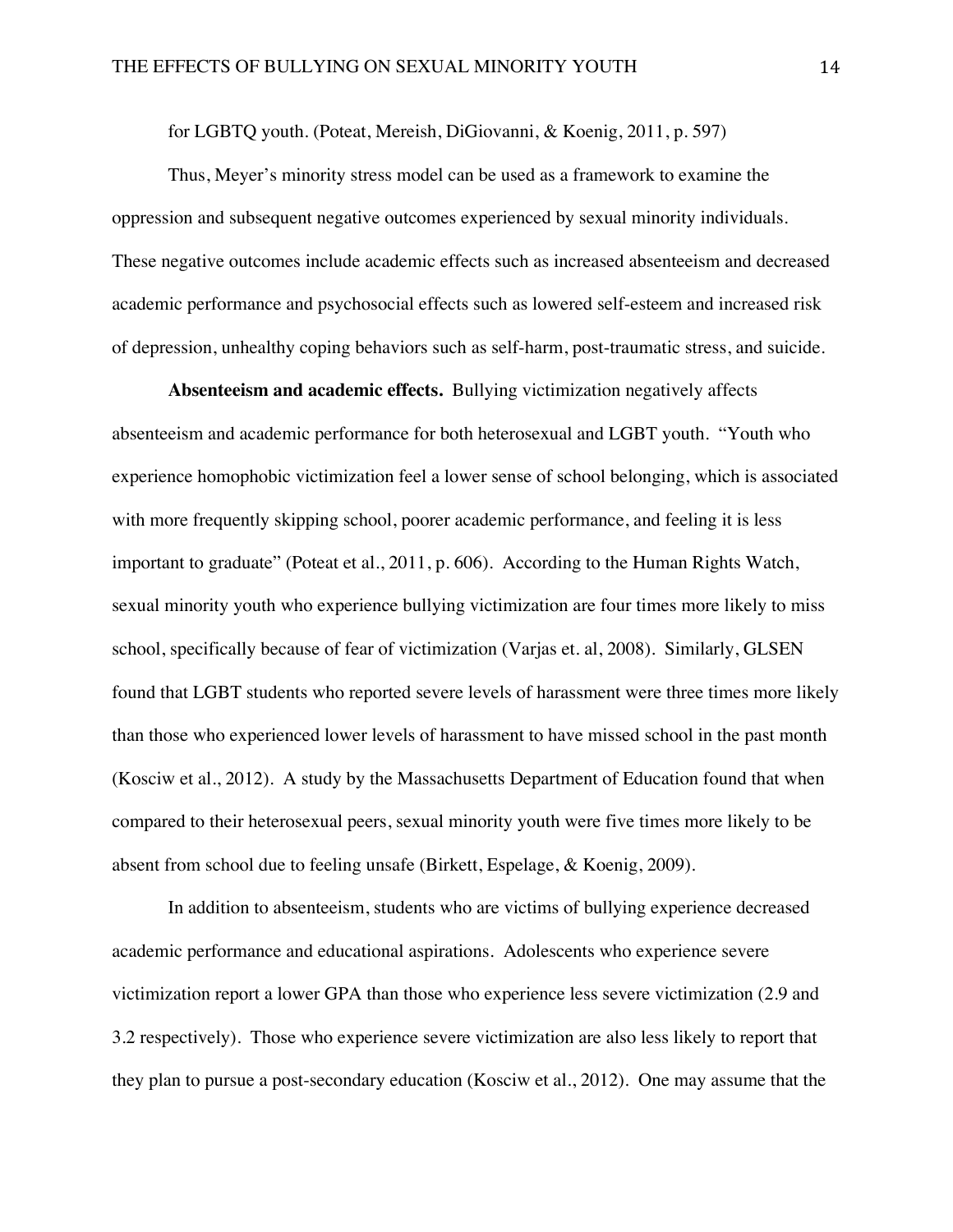for LGBTQ youth. (Poteat, Mereish, DiGiovanni, & Koenig, 2011, p. 597)

Thus, Meyer's minority stress model can be used as a framework to examine the oppression and subsequent negative outcomes experienced by sexual minority individuals. These negative outcomes include academic effects such as increased absenteeism and decreased academic performance and psychosocial effects such as lowered self-esteem and increased risk of depression, unhealthy coping behaviors such as self-harm, post-traumatic stress, and suicide.

**Absenteeism and academic effects.** Bullying victimization negatively affects absenteeism and academic performance for both heterosexual and LGBT youth. "Youth who experience homophobic victimization feel a lower sense of school belonging, which is associated with more frequently skipping school, poorer academic performance, and feeling it is less important to graduate" (Poteat et al., 2011, p. 606). According to the Human Rights Watch, sexual minority youth who experience bullying victimization are four times more likely to miss school, specifically because of fear of victimization (Varjas et. al, 2008). Similarly, GLSEN found that LGBT students who reported severe levels of harassment were three times more likely than those who experienced lower levels of harassment to have missed school in the past month (Kosciw et al., 2012). A study by the Massachusetts Department of Education found that when compared to their heterosexual peers, sexual minority youth were five times more likely to be absent from school due to feeling unsafe (Birkett, Espelage, & Koenig, 2009).

In addition to absenteeism, students who are victims of bullying experience decreased academic performance and educational aspirations. Adolescents who experience severe victimization report a lower GPA than those who experience less severe victimization (2.9 and 3.2 respectively). Those who experience severe victimization are also less likely to report that they plan to pursue a post-secondary education (Kosciw et al., 2012). One may assume that the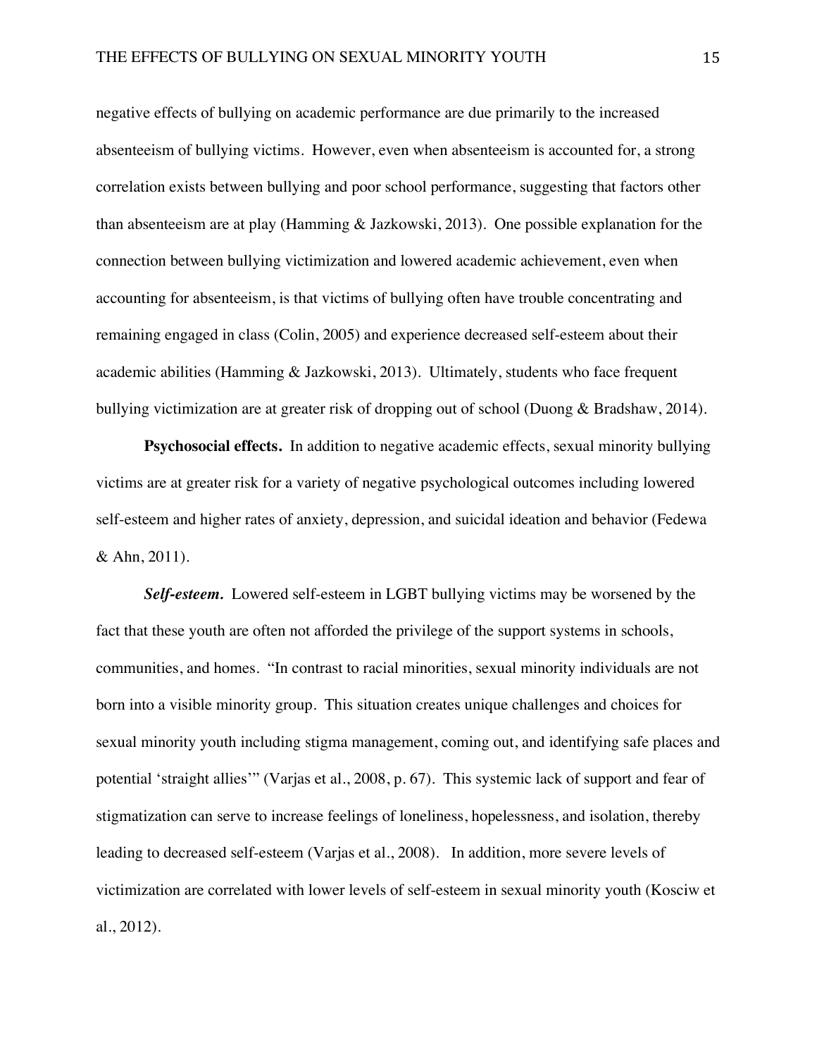negative effects of bullying on academic performance are due primarily to the increased absenteeism of bullying victims. However, even when absenteeism is accounted for, a strong correlation exists between bullying and poor school performance, suggesting that factors other than absenteeism are at play (Hamming & Jazkowski, 2013). One possible explanation for the connection between bullying victimization and lowered academic achievement, even when accounting for absenteeism, is that victims of bullying often have trouble concentrating and remaining engaged in class (Colin, 2005) and experience decreased self-esteem about their academic abilities (Hamming & Jazkowski, 2013). Ultimately, students who face frequent bullying victimization are at greater risk of dropping out of school (Duong & Bradshaw, 2014).

**Psychosocial effects.** In addition to negative academic effects, sexual minority bullying victims are at greater risk for a variety of negative psychological outcomes including lowered self-esteem and higher rates of anxiety, depression, and suicidal ideation and behavior (Fedewa & Ahn, 2011).

***Self-esteem.*** Lowered self-esteem in LGBT bullying victims may be worsened by the fact that these youth are often not afforded the privilege of the support systems in schools, communities, and homes. "In contrast to racial minorities, sexual minority individuals are not born into a visible minority group. This situation creates unique challenges and choices for sexual minority youth including stigma management, coming out, and identifying safe places and potential 'straight allies'" (Varjas et al., 2008, p. 67). This systemic lack of support and fear of stigmatization can serve to increase feelings of loneliness, hopelessness, and isolation, thereby leading to decreased self-esteem (Varjas et al., 2008). In addition, more severe levels of victimization are correlated with lower levels of self-esteem in sexual minority youth (Kosciw et al., 2012).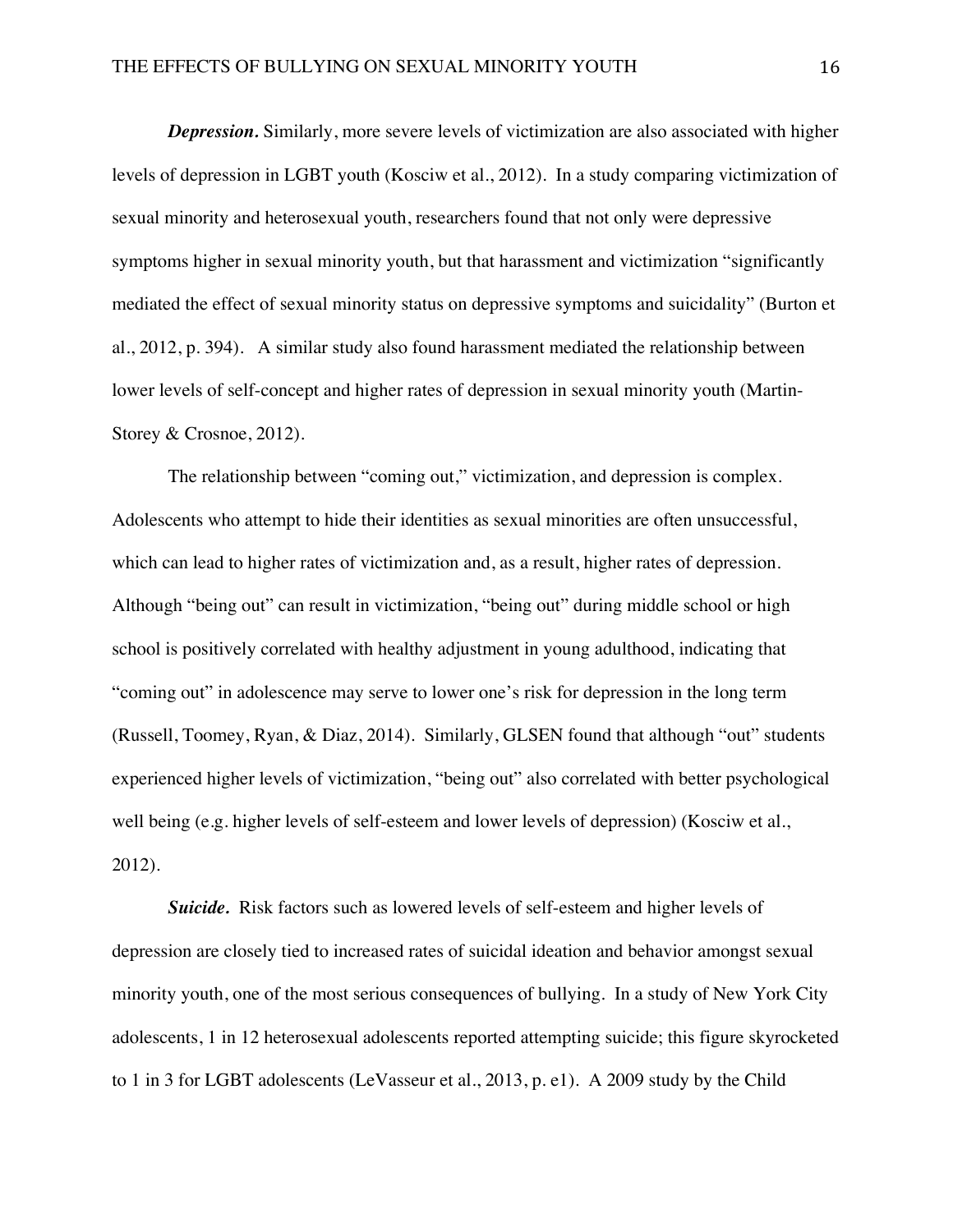***Depression.*** Similarly, more severe levels of victimization are also associated with higher levels of depression in LGBT youth (Kosciw et al., 2012). In a study comparing victimization of sexual minority and heterosexual youth, researchers found that not only were depressive symptoms higher in sexual minority youth, but that harassment and victimization "significantly mediated the effect of sexual minority status on depressive symptoms and suicidality" (Burton et al., 2012, p. 394). A similar study also found harassment mediated the relationship between lower levels of self-concept and higher rates of depression in sexual minority youth (Martin-Storey & Crosnoe, 2012).

The relationship between "coming out," victimization, and depression is complex. Adolescents who attempt to hide their identities as sexual minorities are often unsuccessful, which can lead to higher rates of victimization and, as a result, higher rates of depression. Although "being out" can result in victimization, "being out" during middle school or high school is positively correlated with healthy adjustment in young adulthood, indicating that "coming out" in adolescence may serve to lower one's risk for depression in the long term (Russell, Toomey, Ryan, & Diaz, 2014). Similarly, GLSEN found that although "out" students experienced higher levels of victimization, "being out" also correlated with better psychological well being (e.g. higher levels of self-esteem and lower levels of depression) (Kosciw et al., 2012).

***Suicide.*** Risk factors such as lowered levels of self-esteem and higher levels of depression are closely tied to increased rates of suicidal ideation and behavior amongst sexual minority youth, one of the most serious consequences of bullying. In a study of New York City adolescents, 1 in 12 heterosexual adolescents reported attempting suicide; this figure skyrocketed to 1 in 3 for LGBT adolescents (LeVasseur et al., 2013, p. e1). A 2009 study by the Child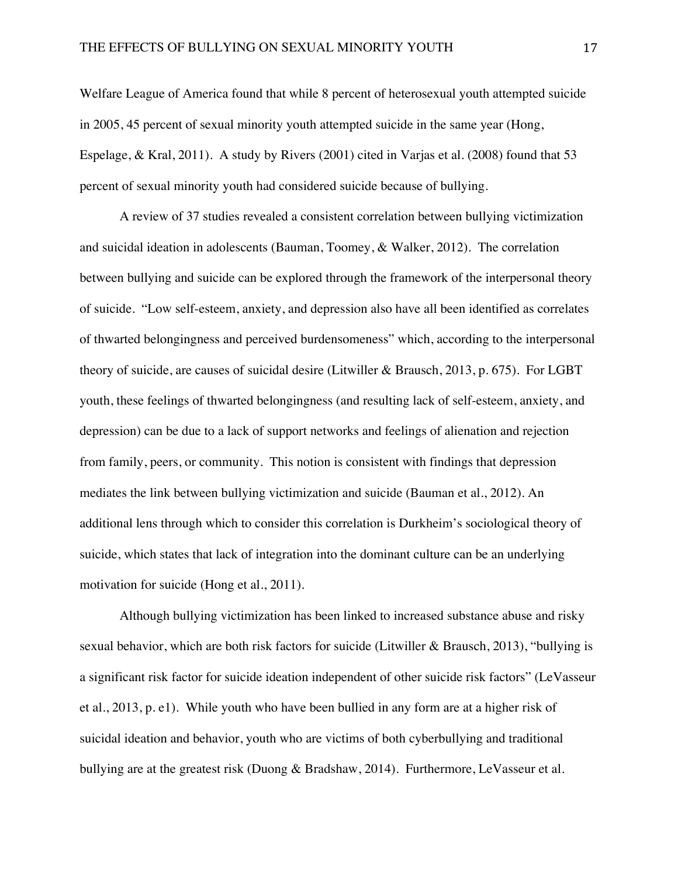Welfare League of America found that while 8 percent of heterosexual youth attempted suicide in 2005, 45 percent of sexual minority youth attempted suicide in the same year (Hong, Espelage, & Kral, 2011). A study by Rivers (2001) cited in Varjas et al. (2008) found that 53 percent of sexual minority youth had considered suicide because of bullying.

A review of 37 studies revealed a consistent correlation between bullying victimization and suicidal ideation in adolescents (Bauman, Toomey, & Walker, 2012). The correlation between bullying and suicide can be explored through the framework of the interpersonal theory of suicide. "Low self-esteem, anxiety, and depression also have all been identified as correlates of thwarted belongingness and perceived burdensomeness" which, according to the interpersonal theory of suicide, are causes of suicidal desire (Litwiller & Brausch, 2013, p. 675). For LGBT youth, these feelings of thwarted belongingness (and resulting lack of self-esteem, anxiety, and depression) can be due to a lack of support networks and feelings of alienation and rejection from family, peers, or community. This notion is consistent with findings that depression mediates the link between bullying victimization and suicide (Bauman et al., 2012). An additional lens through which to consider this correlation is Durkheim's sociological theory of suicide, which states that lack of integration into the dominant culture can be an underlying motivation for suicide (Hong et al., 2011).

Although bullying victimization has been linked to increased substance abuse and risky sexual behavior, which are both risk factors for suicide (Litwiller & Brausch, 2013), "bullying is a significant risk factor for suicide ideation independent of other suicide risk factors" (LeVasseur et al., 2013, p. e1). While youth who have been bullied in any form are at a higher risk of suicidal ideation and behavior, youth who are victims of both cyberbullying and traditional bullying are at the greatest risk (Duong & Bradshaw, 2014). Furthermore, LeVasseur et al.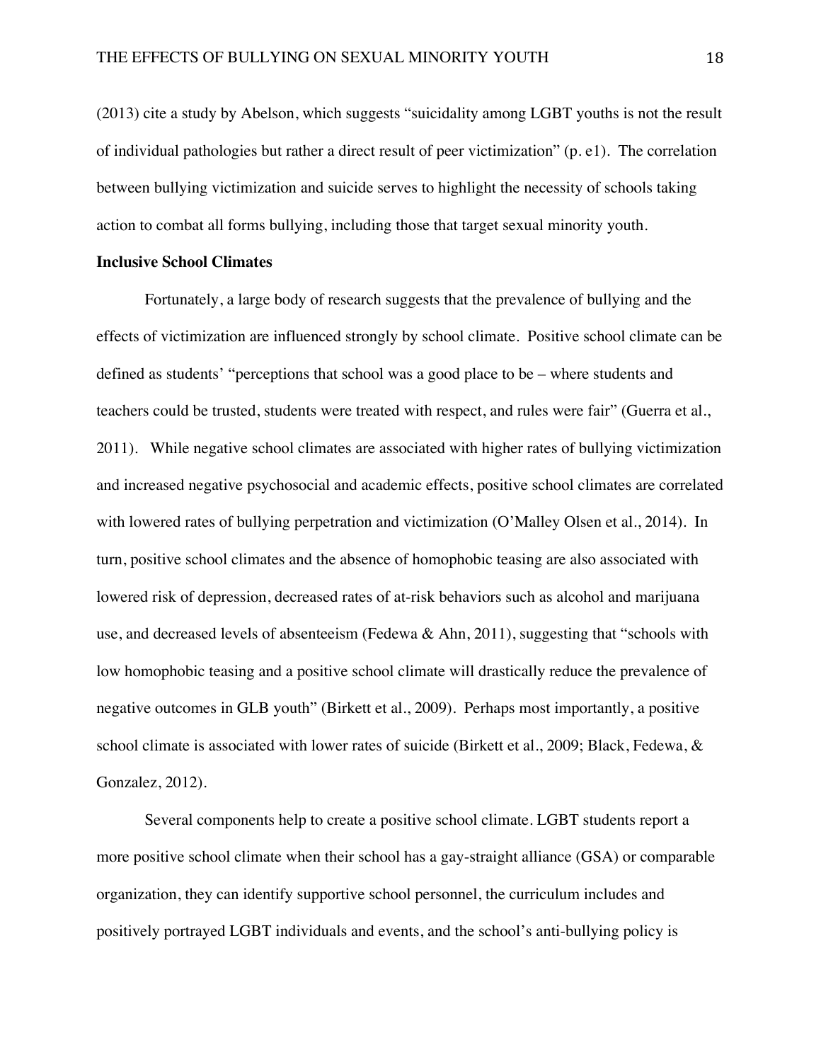(2013) cite a study by Abelson, which suggests "suicidality among LGBT youths is not the result of individual pathologies but rather a direct result of peer victimization" (p. e1). The correlation between bullying victimization and suicide serves to highlight the necessity of schools taking action to combat all forms bullying, including those that target sexual minority youth.

**Inclusive School Climates**

Fortunately, a large body of research suggests that the prevalence of bullying and the effects of victimization are influenced strongly by school climate. Positive school climate can be defined as students' "perceptions that school was a good place to be – where students and teachers could be trusted, students were treated with respect, and rules were fair" (Guerra et al., 2011). While negative school climates are associated with higher rates of bullying victimization and increased negative psychosocial and academic effects, positive school climates are correlated with lowered rates of bullying perpetration and victimization (O'Malley Olsen et al., 2014). In turn, positive school climates and the absence of homophobic teasing are also associated with lowered risk of depression, decreased rates of at-risk behaviors such as alcohol and marijuana use, and decreased levels of absenteeism (Fedewa & Ahn, 2011), suggesting that "schools with low homophobic teasing and a positive school climate will drastically reduce the prevalence of negative outcomes in GLB youth" (Birkett et al., 2009). Perhaps most importantly, a positive school climate is associated with lower rates of suicide (Birkett et al., 2009; Black, Fedewa, & Gonzalez, 2012).

Several components help to create a positive school climate. LGBT students report a more positive school climate when their school has a gay-straight alliance (GSA) or comparable organization, they can identify supportive school personnel, the curriculum includes and positively portrayed LGBT individuals and events, and the school's anti-bullying policy is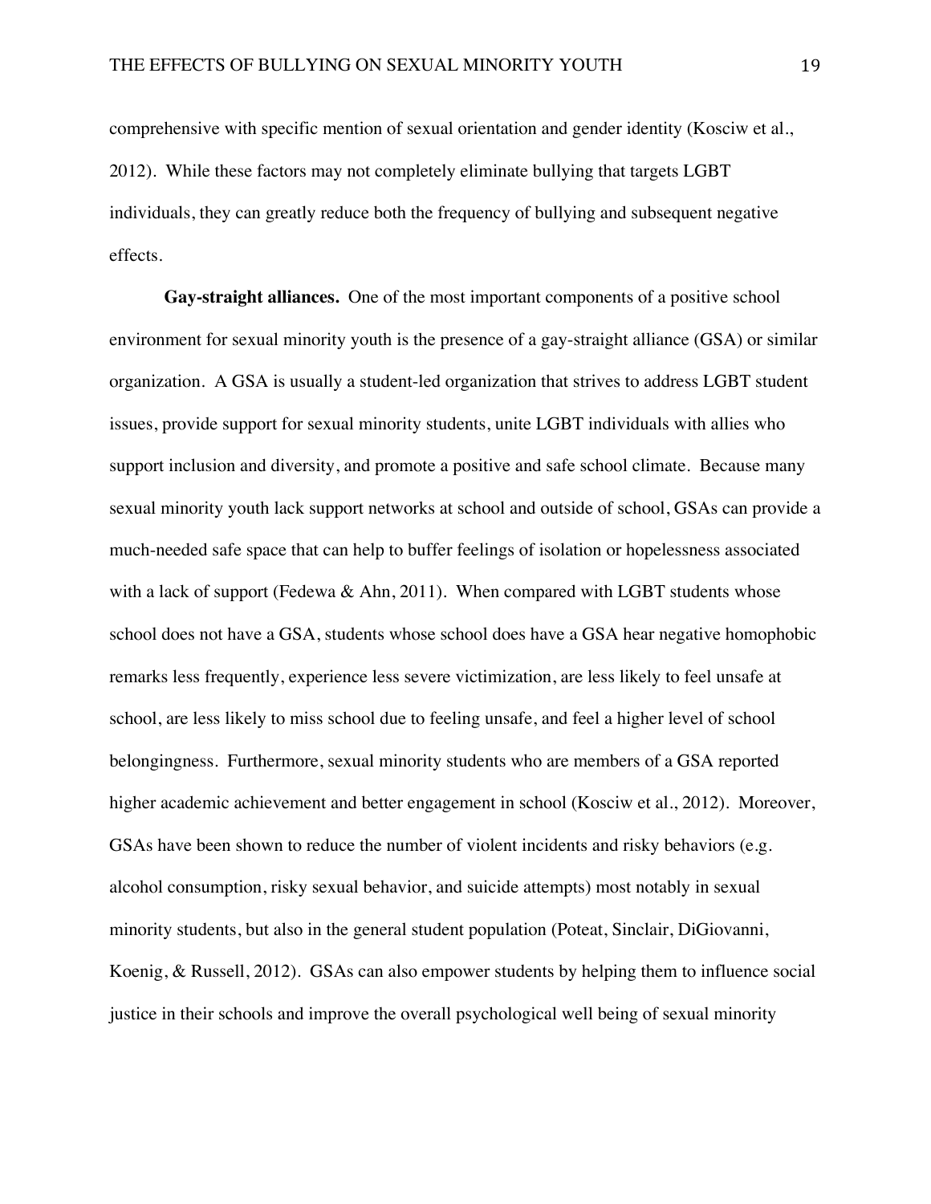comprehensive with specific mention of sexual orientation and gender identity (Kosciw et al., 2012). While these factors may not completely eliminate bullying that targets LGBT individuals, they can greatly reduce both the frequency of bullying and subsequent negative effects.

**Gay-straight alliances.** One of the most important components of a positive school environment for sexual minority youth is the presence of a gay-straight alliance (GSA) or similar organization. A GSA is usually a student-led organization that strives to address LGBT student issues, provide support for sexual minority students, unite LGBT individuals with allies who support inclusion and diversity, and promote a positive and safe school climate. Because many sexual minority youth lack support networks at school and outside of school, GSAs can provide a much-needed safe space that can help to buffer feelings of isolation or hopelessness associated with a lack of support (Fedewa & Ahn, 2011). When compared with LGBT students whose school does not have a GSA, students whose school does have a GSA hear negative homophobic remarks less frequently, experience less severe victimization, are less likely to feel unsafe at school, are less likely to miss school due to feeling unsafe, and feel a higher level of school belongingness. Furthermore, sexual minority students who are members of a GSA reported higher academic achievement and better engagement in school (Kosciw et al., 2012). Moreover, GSAs have been shown to reduce the number of violent incidents and risky behaviors (e.g. alcohol consumption, risky sexual behavior, and suicide attempts) most notably in sexual minority students, but also in the general student population (Poteat, Sinclair, DiGiovanni, Koenig, & Russell, 2012). GSAs can also empower students by helping them to influence social justice in their schools and improve the overall psychological well being of sexual minority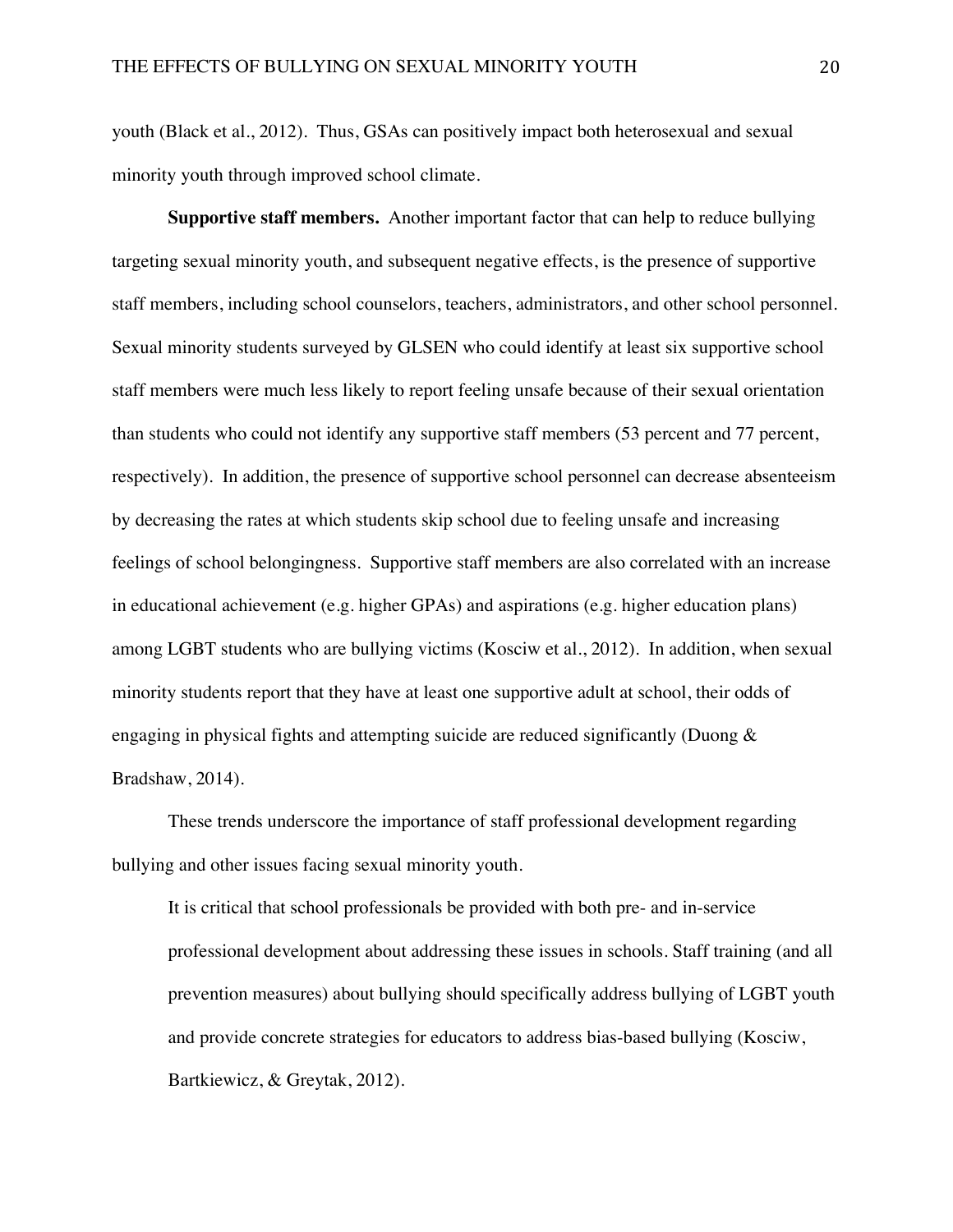youth (Black et al., 2012). Thus, GSAs can positively impact both heterosexual and sexual minority youth through improved school climate.

**Supportive staff members.** Another important factor that can help to reduce bullying targeting sexual minority youth, and subsequent negative effects, is the presence of supportive staff members, including school counselors, teachers, administrators, and other school personnel. Sexual minority students surveyed by GLSEN who could identify at least six supportive school staff members were much less likely to report feeling unsafe because of their sexual orientation than students who could not identify any supportive staff members (53 percent and 77 percent, respectively). In addition, the presence of supportive school personnel can decrease absenteeism by decreasing the rates at which students skip school due to feeling unsafe and increasing feelings of school belongingness. Supportive staff members are also correlated with an increase in educational achievement (e.g. higher GPAs) and aspirations (e.g. higher education plans) among LGBT students who are bullying victims (Kosciw et al., 2012). In addition, when sexual minority students report that they have at least one supportive adult at school, their odds of engaging in physical fights and attempting suicide are reduced significantly (Duong & Bradshaw, 2014).

These trends underscore the importance of staff professional development regarding bullying and other issues facing sexual minority youth.

> It is critical that school professionals be provided with both pre- and in-service professional development about addressing these issues in schools. Staff training (and all prevention measures) about bullying should specifically address bullying of LGBT youth and provide concrete strategies for educators to address bias-based bullying (Kosciw, Bartkiewicz, & Greytak, 2012).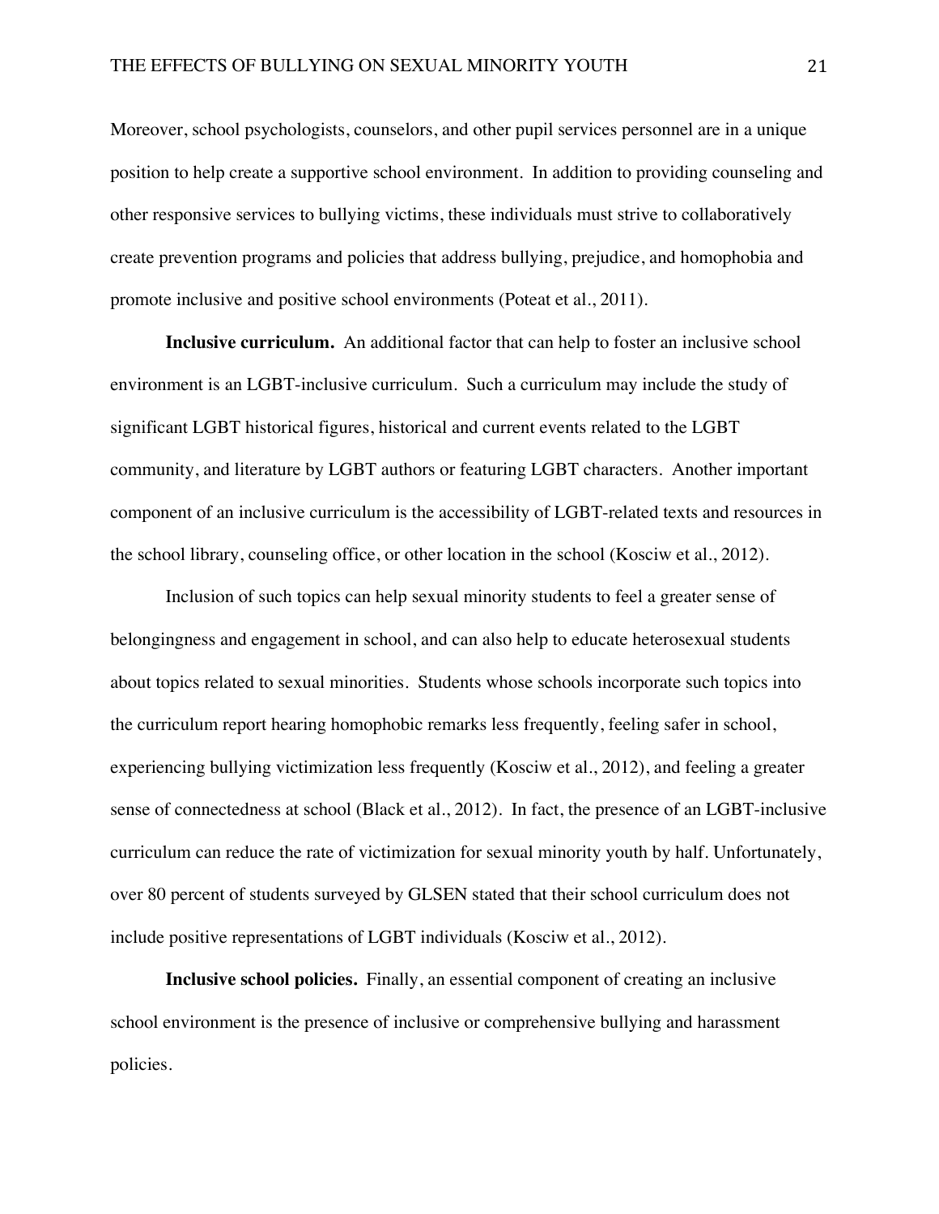Moreover, school psychologists, counselors, and other pupil services personnel are in a unique position to help create a supportive school environment. In addition to providing counseling and other responsive services to bullying victims, these individuals must strive to collaboratively create prevention programs and policies that address bullying, prejudice, and homophobia and promote inclusive and positive school environments (Poteat et al., 2011).

**Inclusive curriculum.** An additional factor that can help to foster an inclusive school environment is an LGBT-inclusive curriculum. Such a curriculum may include the study of significant LGBT historical figures, historical and current events related to the LGBT community, and literature by LGBT authors or featuring LGBT characters. Another important component of an inclusive curriculum is the accessibility of LGBT-related texts and resources in the school library, counseling office, or other location in the school (Kosciw et al., 2012).

Inclusion of such topics can help sexual minority students to feel a greater sense of belongingness and engagement in school, and can also help to educate heterosexual students about topics related to sexual minorities. Students whose schools incorporate such topics into the curriculum report hearing homophobic remarks less frequently, feeling safer in school, experiencing bullying victimization less frequently (Kosciw et al., 2012), and feeling a greater sense of connectedness at school (Black et al., 2012). In fact, the presence of an LGBT-inclusive curriculum can reduce the rate of victimization for sexual minority youth by half. Unfortunately, over 80 percent of students surveyed by GLSEN stated that their school curriculum does not include positive representations of LGBT individuals (Kosciw et al., 2012).

**Inclusive school policies.** Finally, an essential component of creating an inclusive school environment is the presence of inclusive or comprehensive bullying and harassment policies.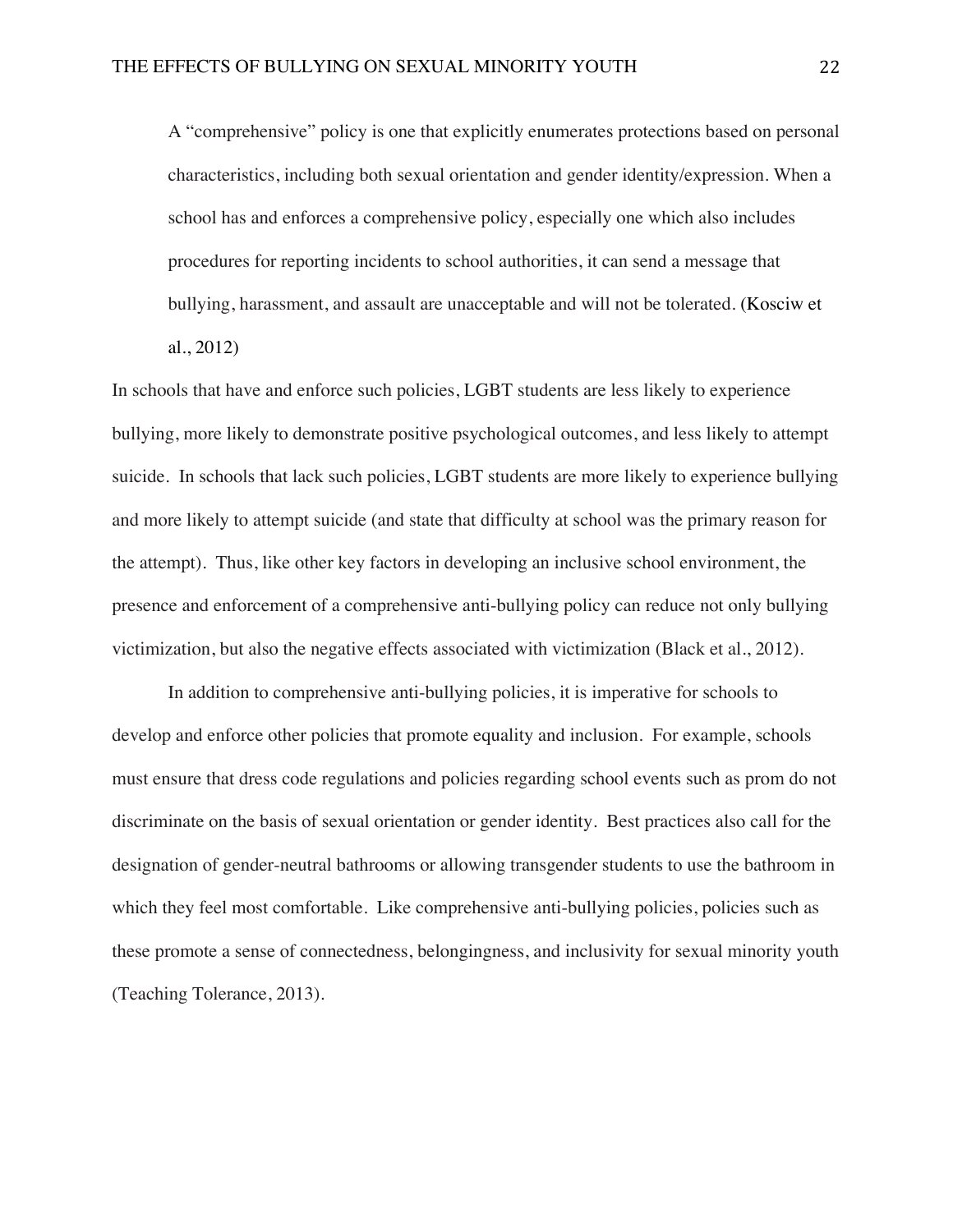> A "comprehensive" policy is one that explicitly enumerates protections based on personal characteristics, including both sexual orientation and gender identity/expression. When a school has and enforces a comprehensive policy, especially one which also includes procedures for reporting incidents to school authorities, it can send a message that bullying, harassment, and assault are unacceptable and will not be tolerated. (Kosciw et al., 2012)

In schools that have and enforce such policies, LGBT students are less likely to experience bullying, more likely to demonstrate positive psychological outcomes, and less likely to attempt suicide. In schools that lack such policies, LGBT students are more likely to experience bullying and more likely to attempt suicide (and state that difficulty at school was the primary reason for the attempt). Thus, like other key factors in developing an inclusive school environment, the presence and enforcement of a comprehensive anti-bullying policy can reduce not only bullying victimization, but also the negative effects associated with victimization (Black et al., 2012).

In addition to comprehensive anti-bullying policies, it is imperative for schools to develop and enforce other policies that promote equality and inclusion. For example, schools must ensure that dress code regulations and policies regarding school events such as prom do not discriminate on the basis of sexual orientation or gender identity. Best practices also call for the designation of gender-neutral bathrooms or allowing transgender students to use the bathroom in which they feel most comfortable. Like comprehensive anti-bullying policies, policies such as these promote a sense of connectedness, belongingness, and inclusivity for sexual minority youth (Teaching Tolerance, 2013).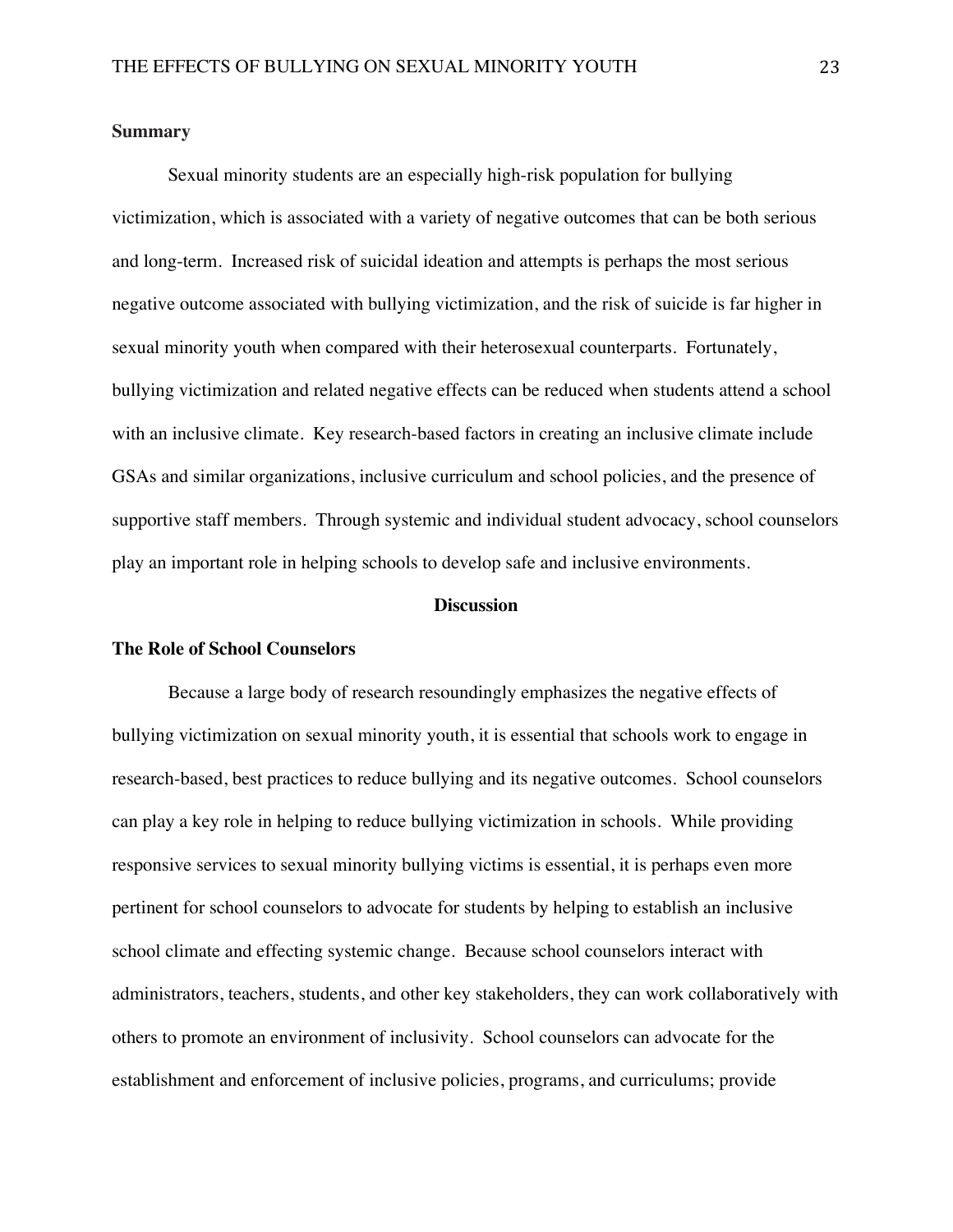**Summary**

Sexual minority students are an especially high-risk population for bullying victimization, which is associated with a variety of negative outcomes that can be both serious and long-term. Increased risk of suicidal ideation and attempts is perhaps the most serious negative outcome associated with bullying victimization, and the risk of suicide is far higher in sexual minority youth when compared with their heterosexual counterparts. Fortunately, bullying victimization and related negative effects can be reduced when students attend a school with an inclusive climate. Key research-based factors in creating an inclusive climate include GSAs and similar organizations, inclusive curriculum and school policies, and the presence of supportive staff members. Through systemic and individual student advocacy, school counselors play an important role in helping schools to develop safe and inclusive environments.

## Discussion

**The Role of School Counselors**

Because a large body of research resoundingly emphasizes the negative effects of bullying victimization on sexual minority youth, it is essential that schools work to engage in research-based, best practices to reduce bullying and its negative outcomes. School counselors can play a key role in helping to reduce bullying victimization in schools. While providing responsive services to sexual minority bullying victims is essential, it is perhaps even more pertinent for school counselors to advocate for students by helping to establish an inclusive school climate and effecting systemic change. Because school counselors interact with administrators, teachers, students, and other key stakeholders, they can work collaboratively with others to promote an environment of inclusivity. School counselors can advocate for the establishment and enforcement of inclusive policies, programs, and curriculums; provide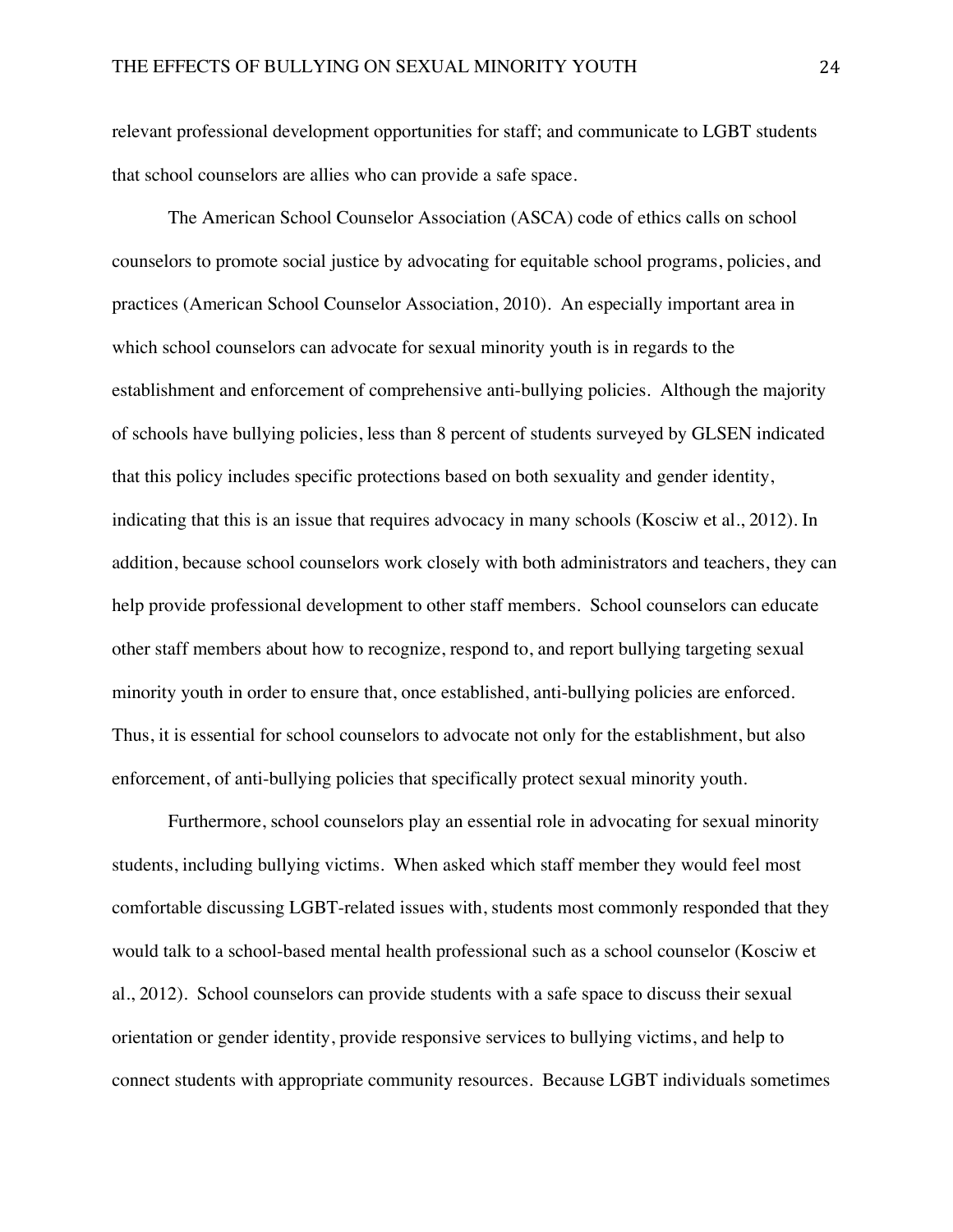relevant professional development opportunities for staff; and communicate to LGBT students that school counselors are allies who can provide a safe space.

The American School Counselor Association (ASCA) code of ethics calls on school counselors to promote social justice by advocating for equitable school programs, policies, and practices (American School Counselor Association, 2010). An especially important area in which school counselors can advocate for sexual minority youth is in regards to the establishment and enforcement of comprehensive anti-bullying policies. Although the majority of schools have bullying policies, less than 8 percent of students surveyed by GLSEN indicated that this policy includes specific protections based on both sexuality and gender identity, indicating that this is an issue that requires advocacy in many schools (Kosciw et al., 2012). In addition, because school counselors work closely with both administrators and teachers, they can help provide professional development to other staff members. School counselors can educate other staff members about how to recognize, respond to, and report bullying targeting sexual minority youth in order to ensure that, once established, anti-bullying policies are enforced. Thus, it is essential for school counselors to advocate not only for the establishment, but also enforcement, of anti-bullying policies that specifically protect sexual minority youth.

Furthermore, school counselors play an essential role in advocating for sexual minority students, including bullying victims. When asked which staff member they would feel most comfortable discussing LGBT-related issues with, students most commonly responded that they would talk to a school-based mental health professional such as a school counselor (Kosciw et al., 2012). School counselors can provide students with a safe space to discuss their sexual orientation or gender identity, provide responsive services to bullying victims, and help to connect students with appropriate community resources. Because LGBT individuals sometimes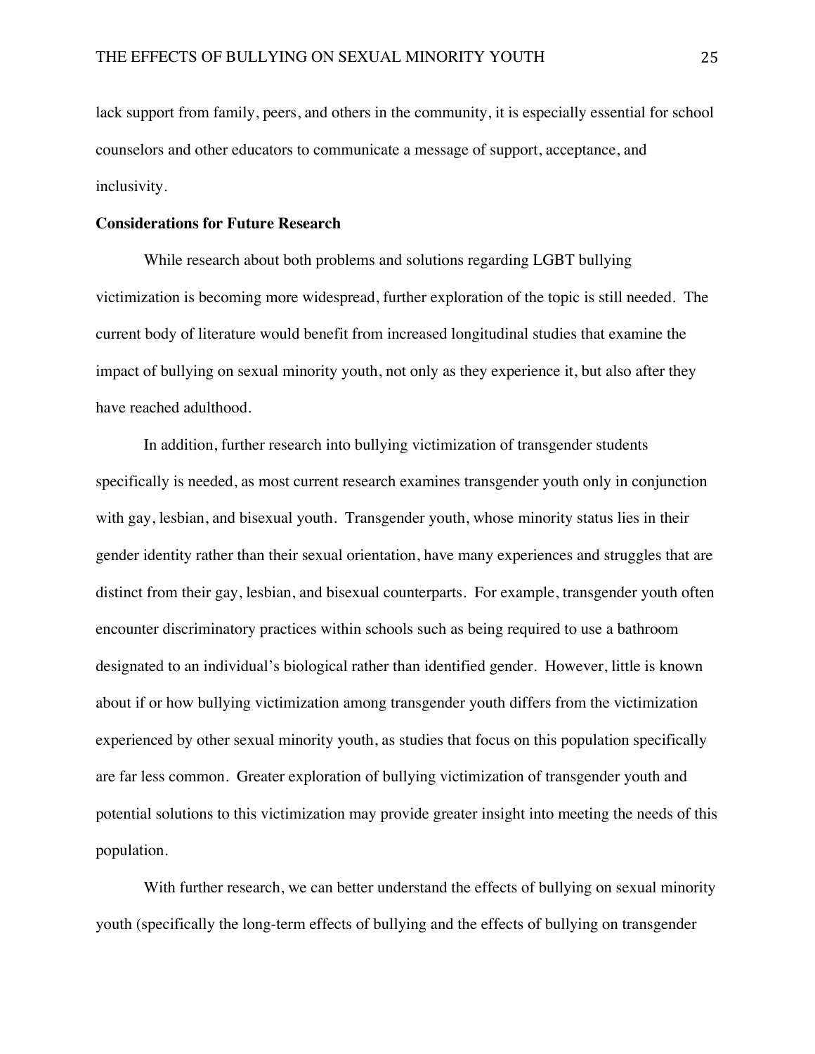lack support from family, peers, and others in the community, it is especially essential for school counselors and other educators to communicate a message of support, acceptance, and inclusivity.

**Considerations for Future Research**

While research about both problems and solutions regarding LGBT bullying victimization is becoming more widespread, further exploration of the topic is still needed. The current body of literature would benefit from increased longitudinal studies that examine the impact of bullying on sexual minority youth, not only as they experience it, but also after they have reached adulthood.

In addition, further research into bullying victimization of transgender students specifically is needed, as most current research examines transgender youth only in conjunction with gay, lesbian, and bisexual youth. Transgender youth, whose minority status lies in their gender identity rather than their sexual orientation, have many experiences and struggles that are distinct from their gay, lesbian, and bisexual counterparts. For example, transgender youth often encounter discriminatory practices within schools such as being required to use a bathroom designated to an individual's biological rather than identified gender. However, little is known about if or how bullying victimization among transgender youth differs from the victimization experienced by other sexual minority youth, as studies that focus on this population specifically are far less common. Greater exploration of bullying victimization of transgender youth and potential solutions to this victimization may provide greater insight into meeting the needs of this population.

With further research, we can better understand the effects of bullying on sexual minority youth (specifically the long-term effects of bullying and the effects of bullying on transgender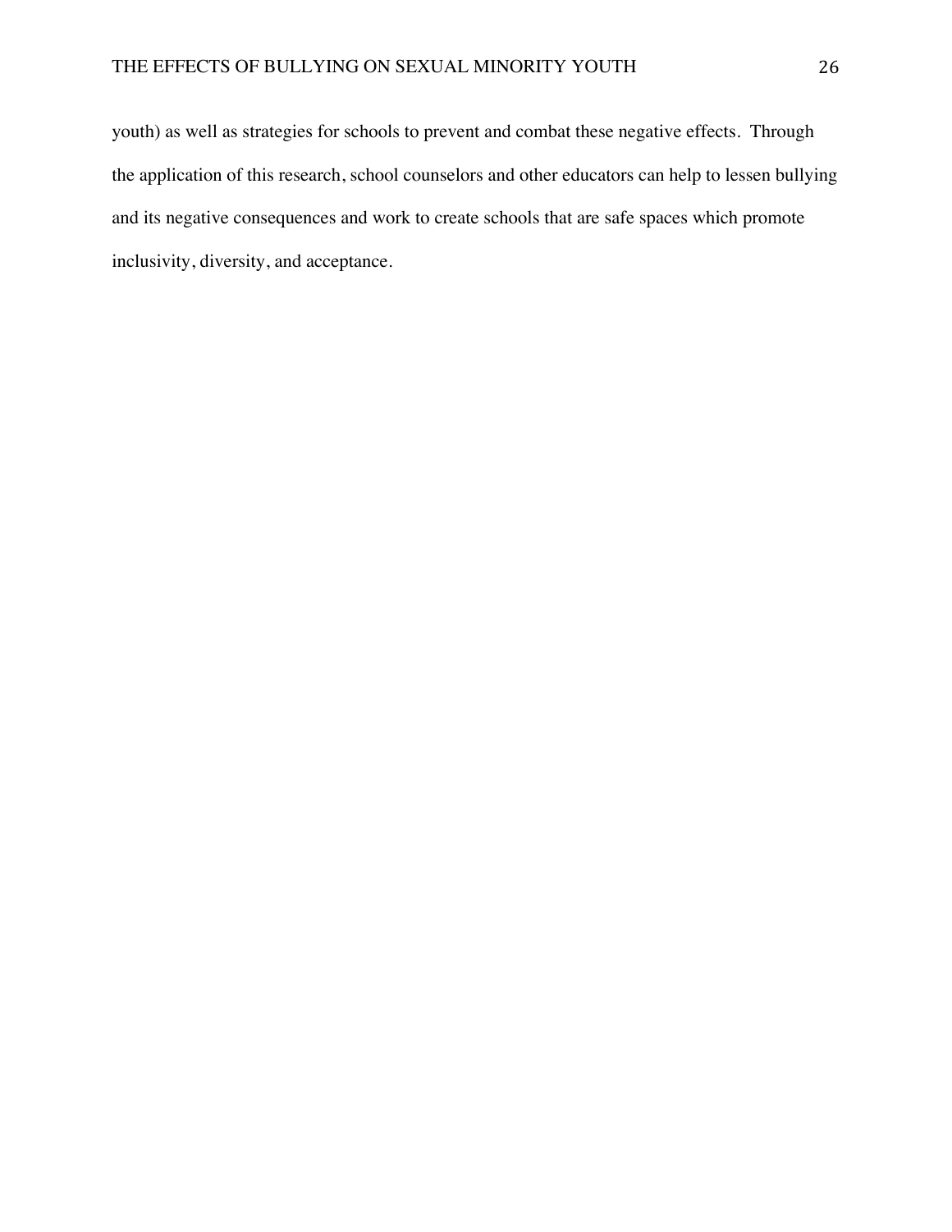youth) as well as strategies for schools to prevent and combat these negative effects. Through the application of this research, school counselors and other educators can help to lessen bullying and its negative consequences and work to create schools that are safe spaces which promote inclusivity, diversity, and acceptance.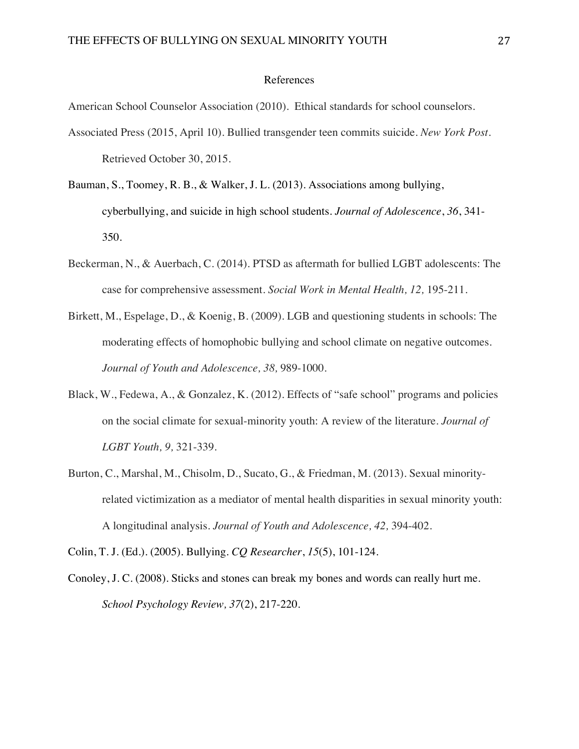# References

American School Counselor Association (2010). Ethical standards for school counselors.

Associated Press (2015, April 10). Bullied transgender teen commits suicide. *New York Post*. Retrieved October 30, 2015.

Bauman, S., Toomey, R. B., & Walker, J. L. (2013). Associations among bullying, cyberbullying, and suicide in high school students. *Journal of Adolescence*, *36*, 341-350.

Beckerman, N., & Auerbach, C. (2014). PTSD as aftermath for bullied LGBT adolescents: The case for comprehensive assessment. *Social Work in Mental Health, 12,* 195-211.

Birkett, M., Espelage, D., & Koenig, B. (2009). LGB and questioning students in schools: The moderating effects of homophobic bullying and school climate on negative outcomes. *Journal of Youth and Adolescence, 38,* 989-1000.

Black, W., Fedewa, A., & Gonzalez, K. (2012). Effects of "safe school" programs and policies on the social climate for sexual-minority youth: A review of the literature. *Journal of LGBT Youth, 9,* 321-339.

Burton, C., Marshal, M., Chisolm, D., Sucato, G., & Friedman, M. (2013). Sexual minority-related victimization as a mediator of mental health disparities in sexual minority youth: A longitudinal analysis. *Journal of Youth and Adolescence, 42,* 394-402.

Colin, T. J. (Ed.). (2005). Bullying. *CQ Researcher*, *15*(5), 101-124.

Conoley, J. C. (2008). Sticks and stones can break my bones and words can really hurt me. *School Psychology Review, 37*(2), 217-220.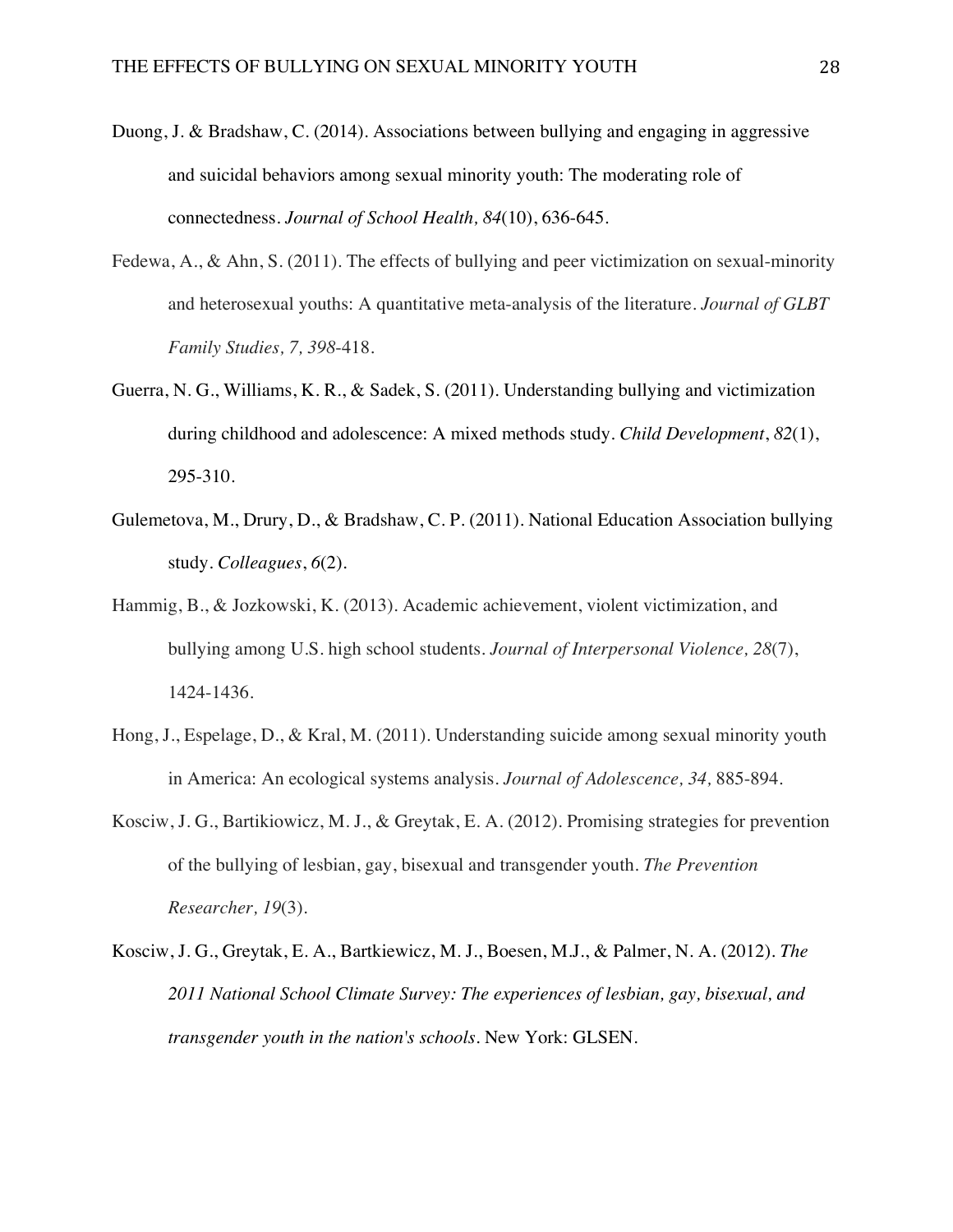Duong, J. & Bradshaw, C. (2014). Associations between bullying and engaging in aggressive and suicidal behaviors among sexual minority youth: The moderating role of connectedness. *Journal of School Health, 84*(10), 636-645.

Fedewa, A., & Ahn, S. (2011). The effects of bullying and peer victimization on sexual-minority and heterosexual youths: A quantitative meta-analysis of the literature. *Journal of GLBT Family Studies, 7, 398*-418.

Guerra, N. G., Williams, K. R., & Sadek, S. (2011). Understanding bullying and victimization during childhood and adolescence: A mixed methods study. *Child Development*, *82*(1), 295-310.

Gulemetova, M., Drury, D., & Bradshaw, C. P. (2011). National Education Association bullying study. *Colleagues*, *6*(2).

Hammig, B., & Jozkowski, K. (2013). Academic achievement, violent victimization, and bullying among U.S. high school students. *Journal of Interpersonal Violence, 28*(7), 1424-1436.

Hong, J., Espelage, D., & Kral, M. (2011). Understanding suicide among sexual minority youth in America: An ecological systems analysis. *Journal of Adolescence, 34,* 885-894.

Kosciw, J. G., Bartikiowicz, M. J., & Greytak, E. A. (2012). Promising strategies for prevention of the bullying of lesbian, gay, bisexual and transgender youth. *The Prevention Researcher, 19*(3).

Kosciw, J. G., Greytak, E. A., Bartkiewicz, M. J., Boesen, M.J., & Palmer, N. A. (2012). *The 2011 National School Climate Survey: The experiences of lesbian, gay, bisexual, and transgender youth in the nation's schools*. New York: GLSEN.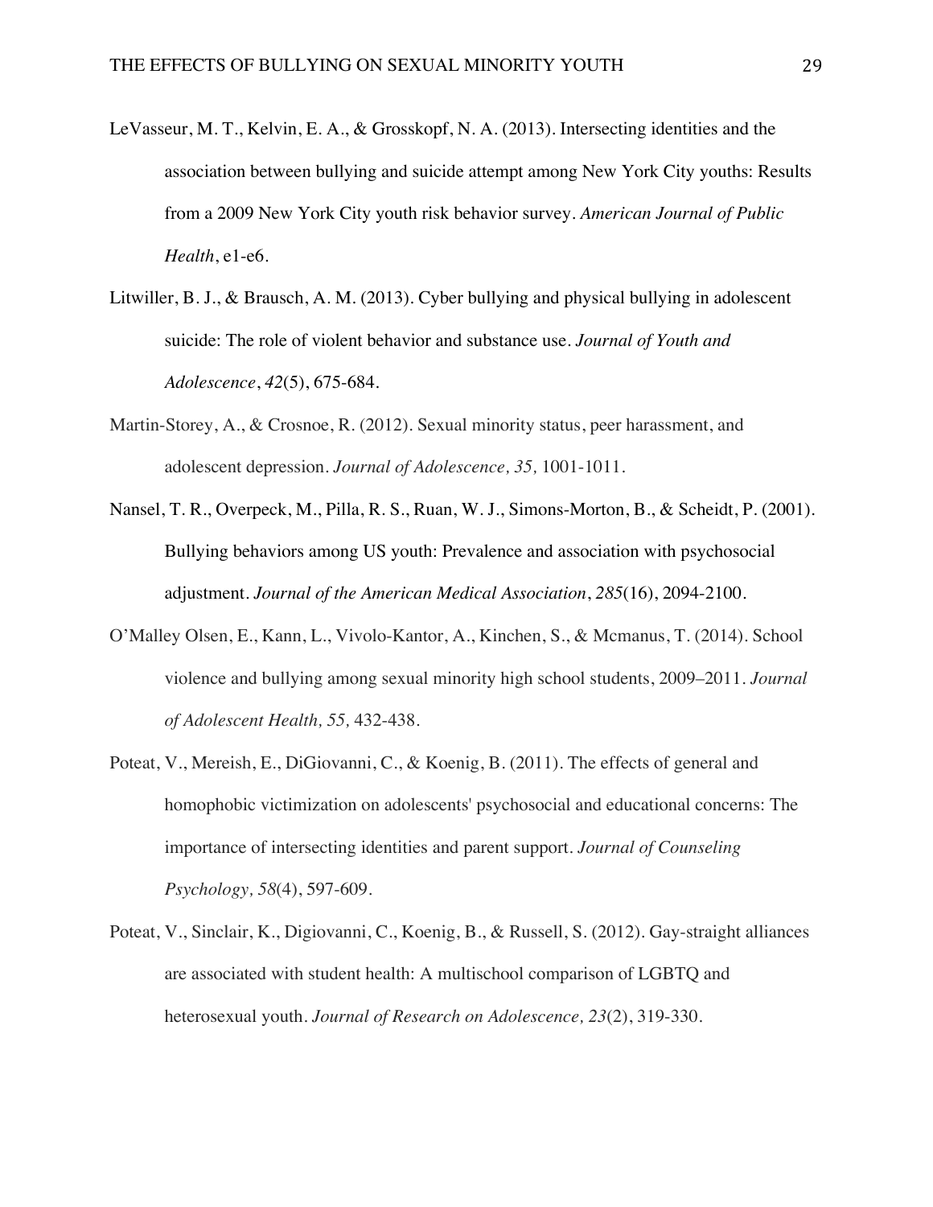LeVasseur, M. T., Kelvin, E. A., & Grosskopf, N. A. (2013). Intersecting identities and the association between bullying and suicide attempt among New York City youths: Results from a 2009 New York City youth risk behavior survey. *American Journal of Public Health*, e1-e6.

Litwiller, B. J., & Brausch, A. M. (2013). Cyber bullying and physical bullying in adolescent suicide: The role of violent behavior and substance use. *Journal of Youth and Adolescence*, *42*(5), 675-684.

Martin-Storey, A., & Crosnoe, R. (2012). Sexual minority status, peer harassment, and adolescent depression. *Journal of Adolescence, 35,* 1001-1011.

Nansel, T. R., Overpeck, M., Pilla, R. S., Ruan, W. J., Simons-Morton, B., & Scheidt, P. (2001). Bullying behaviors among US youth: Prevalence and association with psychosocial adjustment. *Journal of the American Medical Association*, *285*(16), 2094-2100.

O'Malley Olsen, E., Kann, L., Vivolo-Kantor, A., Kinchen, S., & Mcmanus, T. (2014). School violence and bullying among sexual minority high school students, 2009–2011. *Journal of Adolescent Health, 55,* 432-438.

Poteat, V., Mereish, E., DiGiovanni, C., & Koenig, B. (2011). The effects of general and homophobic victimization on adolescents' psychosocial and educational concerns: The importance of intersecting identities and parent support. *Journal of Counseling Psychology, 58*(4), 597-609.

Poteat, V., Sinclair, K., Digiovanni, C., Koenig, B., & Russell, S. (2012). Gay-straight alliances are associated with student health: A multischool comparison of LGBTQ and heterosexual youth. *Journal of Research on Adolescence, 23*(2), 319-330.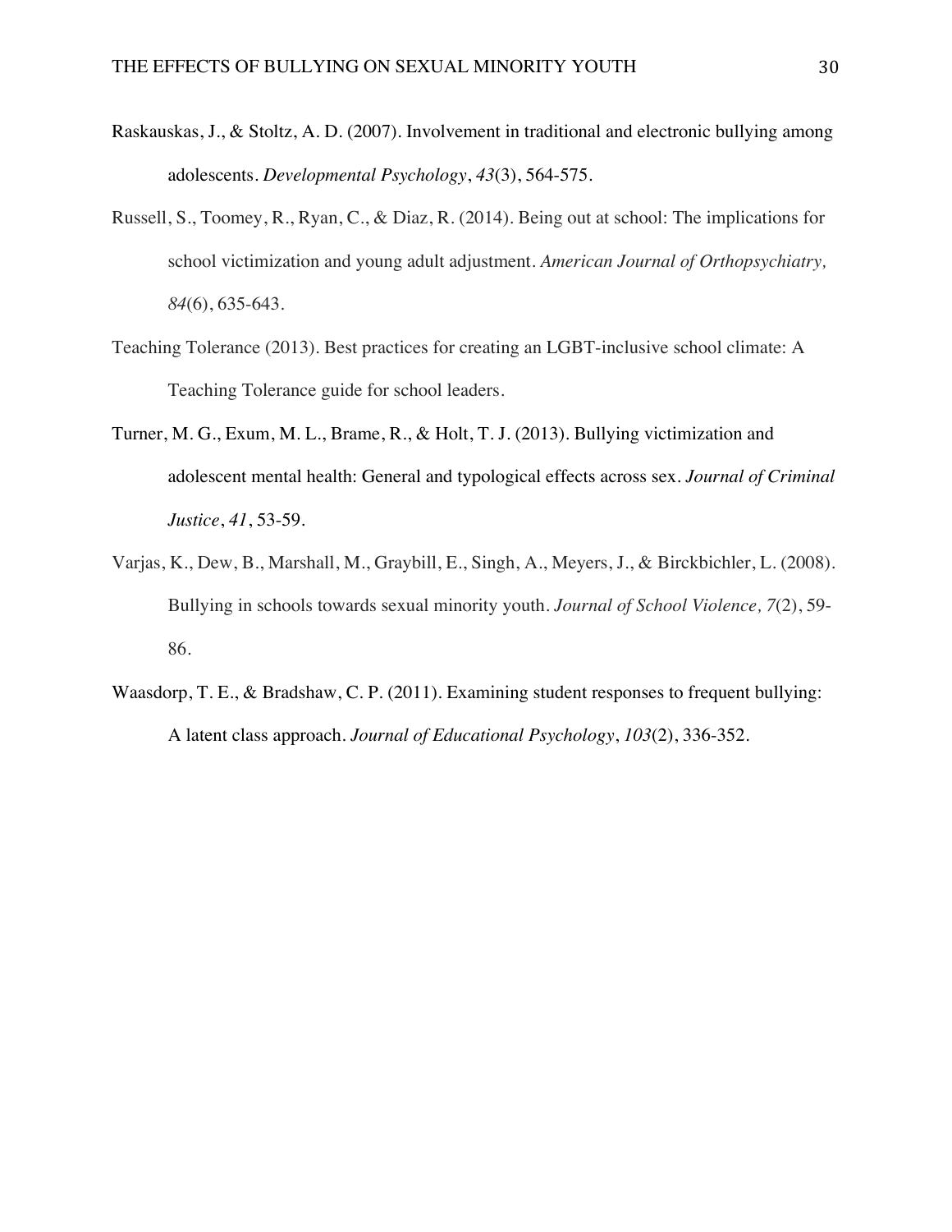Raskauskas, J., & Stoltz, A. D. (2007). Involvement in traditional and electronic bullying among adolescents. *Developmental Psychology*, *43*(3), 564-575.

Russell, S., Toomey, R., Ryan, C., & Diaz, R. (2014). Being out at school: The implications for school victimization and young adult adjustment. *American Journal of Orthopsychiatry, 84*(6), 635-643.

Teaching Tolerance (2013). Best practices for creating an LGBT-inclusive school climate: A Teaching Tolerance guide for school leaders.

Turner, M. G., Exum, M. L., Brame, R., & Holt, T. J. (2013). Bullying victimization and adolescent mental health: General and typological effects across sex. *Journal of Criminal Justice*, *41*, 53-59.

Varjas, K., Dew, B., Marshall, M., Graybill, E., Singh, A., Meyers, J., & Birckbichler, L. (2008). Bullying in schools towards sexual minority youth. *Journal of School Violence, 7*(2), 59-86.

Waasdorp, T. E., & Bradshaw, C. P. (2011). Examining student responses to frequent bullying: A latent class approach. *Journal of Educational Psychology*, *103*(2), 336-352.